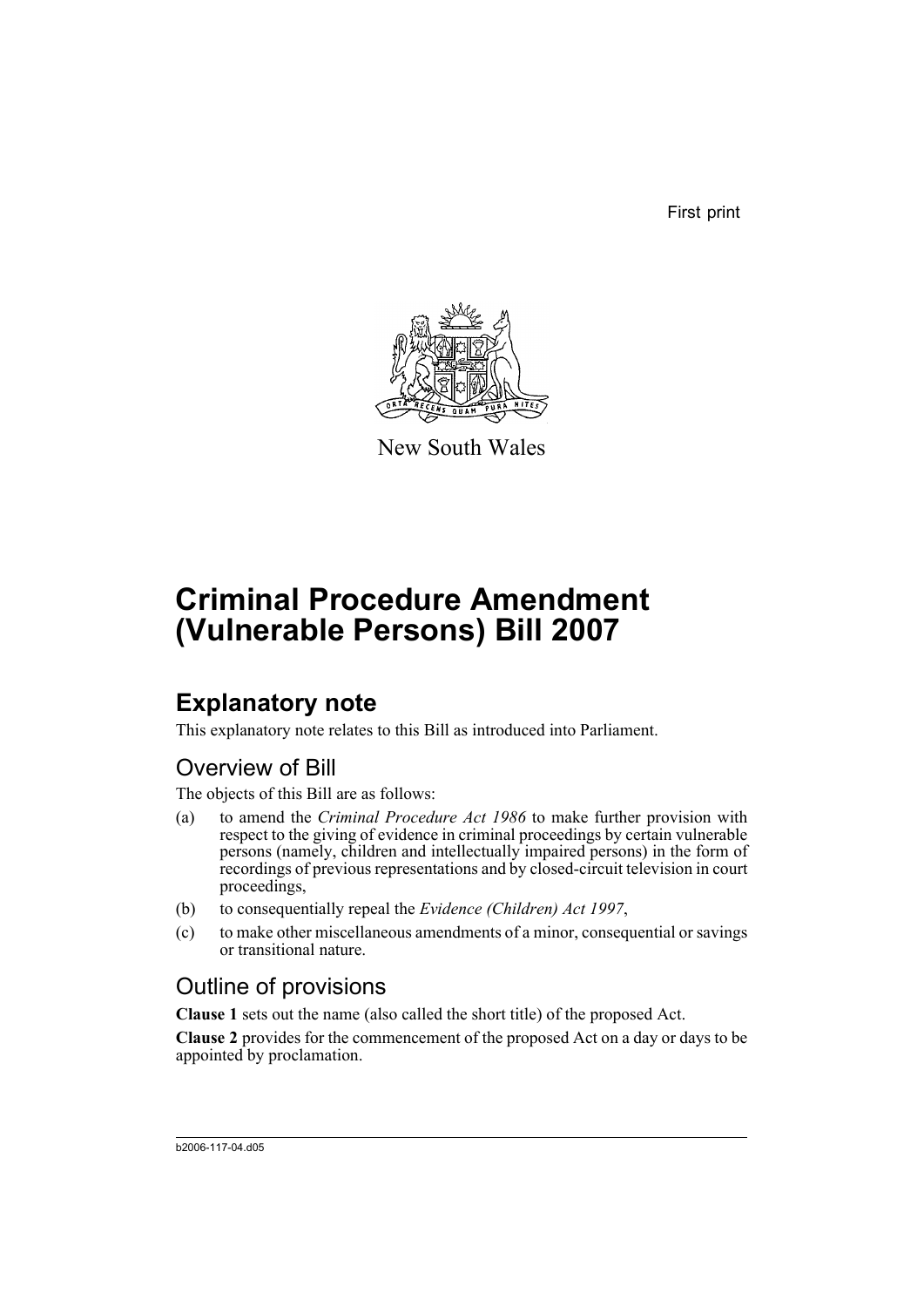First print

New South Wales

# Criminal Procedure Amendment (Vulnerable Persons) Bill 2007

## Explanatory note

This explanatory note relates to this Bill as introduced into Parliament.

### Overview of Bill

The objects of this Bill are as follows:

(a) to amend the *Criminal Procedure Act 1986* to make further provision with respect to the giving of evidence in criminal proceedings by certain vulnerable persons (namely, children and intellectually impaired persons) in the form of recordings of previous representations and by closed-circuit television in court proceedings,

(b) to consequentially repeal the *Evidence (Children) Act 1997*,

(c) to make other miscellaneous amendments of a minor, consequential or savings or transitional nature.

### Outline of provisions

**Clause 1** sets out the name (also called the short title) of the proposed Act.

**Clause 2** provides for the commencement of the proposed Act on a day or days to be appointed by proclamation.

b2006-117-04.d05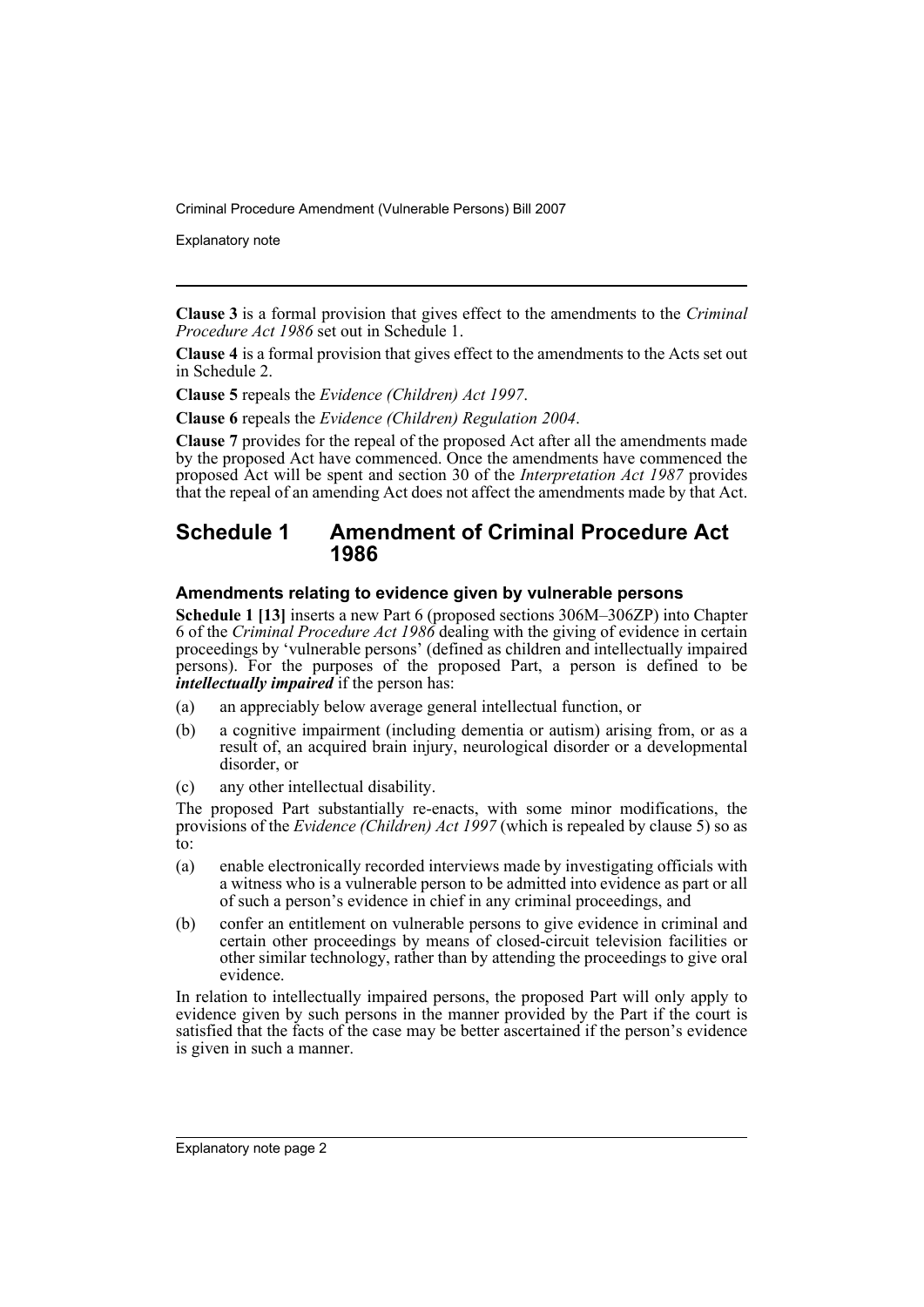**Clause 3** is a formal provision that gives effect to the amendments to the *Criminal Procedure Act 1986* set out in Schedule 1.

**Clause 4** is a formal provision that gives effect to the amendments to the Acts set out in Schedule 2.

**Clause 5** repeals the *Evidence (Children) Act 1997*.

**Clause 6** repeals the *Evidence (Children) Regulation 2004*.

**Clause 7** provides for the repeal of the proposed Act after all the amendments made by the proposed Act have commenced. Once the amendments have commenced the proposed Act will be spent and section 30 of the *Interpretation Act 1987* provides that the repeal of an amending Act does not affect the amendments made by that Act.

## Schedule 1 Amendment of Criminal Procedure Act 1986

### Amendments relating to evidence given by vulnerable persons

**Schedule 1 [13]** inserts a new Part 6 (proposed sections 306M–306ZP) into Chapter 6 of the *Criminal Procedure Act 1986* dealing with the giving of evidence in certain proceedings by 'vulnerable persons' (defined as children and intellectually impaired persons). For the purposes of the proposed Part, a person is defined to be ***intellectually impaired*** if the person has:

(a) an appreciably below average general intellectual function, or

(b) a cognitive impairment (including dementia or autism) arising from, or as a result of, an acquired brain injury, neurological disorder or a developmental disorder, or

(c) any other intellectual disability.

The proposed Part substantially re-enacts, with some minor modifications, the provisions of the *Evidence (Children) Act 1997* (which is repealed by clause 5) so as to:

(a) enable electronically recorded interviews made by investigating officials with a witness who is a vulnerable person to be admitted into evidence as part or all of such a person's evidence in chief in any criminal proceedings, and

(b) confer an entitlement on vulnerable persons to give evidence in criminal and certain other proceedings by means of closed-circuit television facilities or other similar technology, rather than by attending the proceedings to give oral evidence.

In relation to intellectually impaired persons, the proposed Part will only apply to evidence given by such persons in the manner provided by the Part if the court is satisfied that the facts of the case may be better ascertained if the person's evidence is given in such a manner.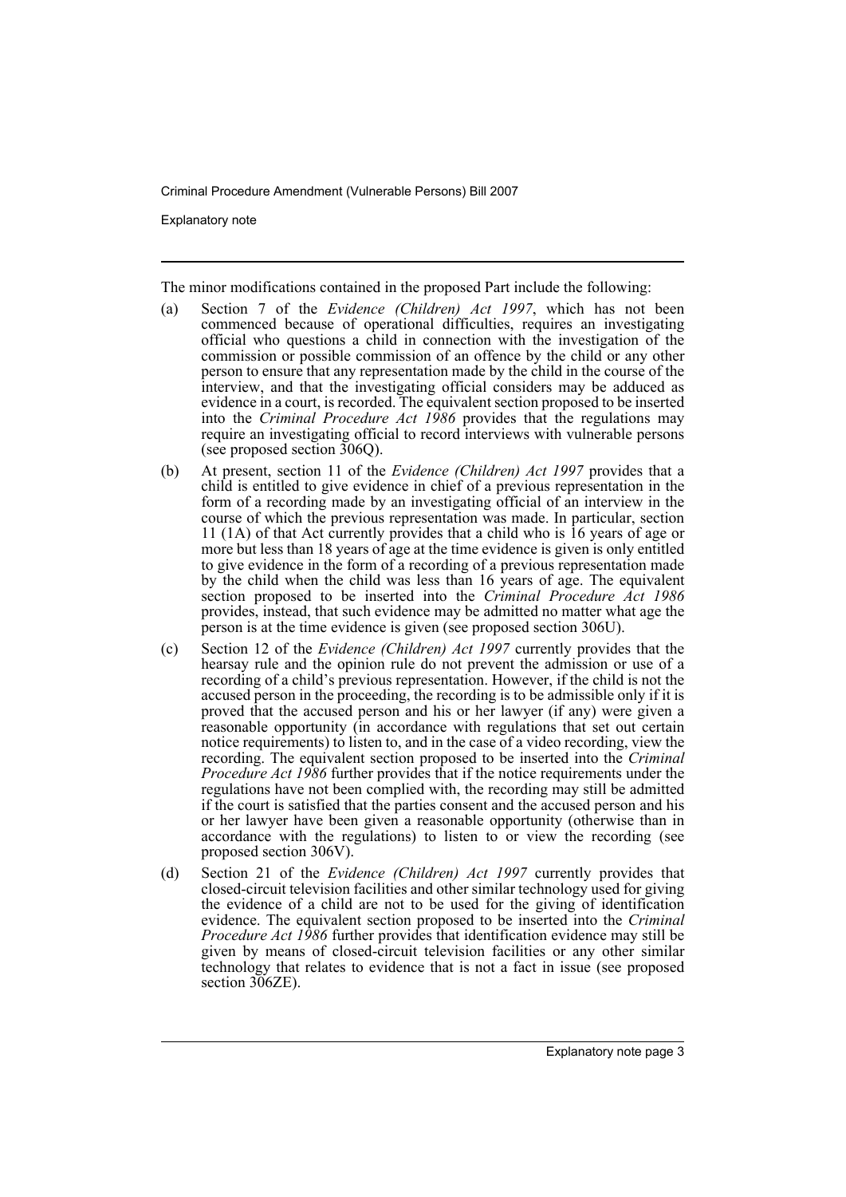The minor modifications contained in the proposed Part include the following:

(a) Section 7 of the *Evidence (Children) Act 1997*, which has not been commenced because of operational difficulties, requires an investigating official who questions a child in connection with the investigation of the commission or possible commission of an offence by the child or any other person to ensure that any representation made by the child in the course of the interview, and that the investigating official considers may be adduced as evidence in a court, is recorded. The equivalent section proposed to be inserted into the *Criminal Procedure Act 1986* provides that the regulations may require an investigating official to record interviews with vulnerable persons (see proposed section 306Q).

(b) At present, section 11 of the *Evidence (Children) Act 1997* provides that a child is entitled to give evidence in chief of a previous representation in the form of a recording made by an investigating official of an interview in the course of which the previous representation was made. In particular, section 11 (1A) of that Act currently provides that a child who is 16 years of age or more but less than 18 years of age at the time evidence is given is only entitled to give evidence in the form of a recording of a previous representation made by the child when the child was less than 16 years of age. The equivalent section proposed to be inserted into the *Criminal Procedure Act 1986* provides, instead, that such evidence may be admitted no matter what age the person is at the time evidence is given (see proposed section 306U).

(c) Section 12 of the *Evidence (Children) Act 1997* currently provides that the hearsay rule and the opinion rule do not prevent the admission or use of a recording of a child's previous representation. However, if the child is not the accused person in the proceeding, the recording is to be admissible only if it is proved that the accused person and his or her lawyer (if any) were given a reasonable opportunity (in accordance with regulations that set out certain notice requirements) to listen to, and in the case of a video recording, view the recording. The equivalent section proposed to be inserted into the *Criminal Procedure Act 1986* further provides that if the notice requirements under the regulations have not been complied with, the recording may still be admitted if the court is satisfied that the parties consent and the accused person and his or her lawyer have been given a reasonable opportunity (otherwise than in accordance with the regulations) to listen to or view the recording (see proposed section 306V).

(d) Section 21 of the *Evidence (Children) Act 1997* currently provides that closed-circuit television facilities and other similar technology used for giving the evidence of a child are not to be used for the giving of identification evidence. The equivalent section proposed to be inserted into the *Criminal Procedure Act 1986* further provides that identification evidence may still be given by means of closed-circuit television facilities or any other similar technology that relates to evidence that is not a fact in issue (see proposed section 306ZE).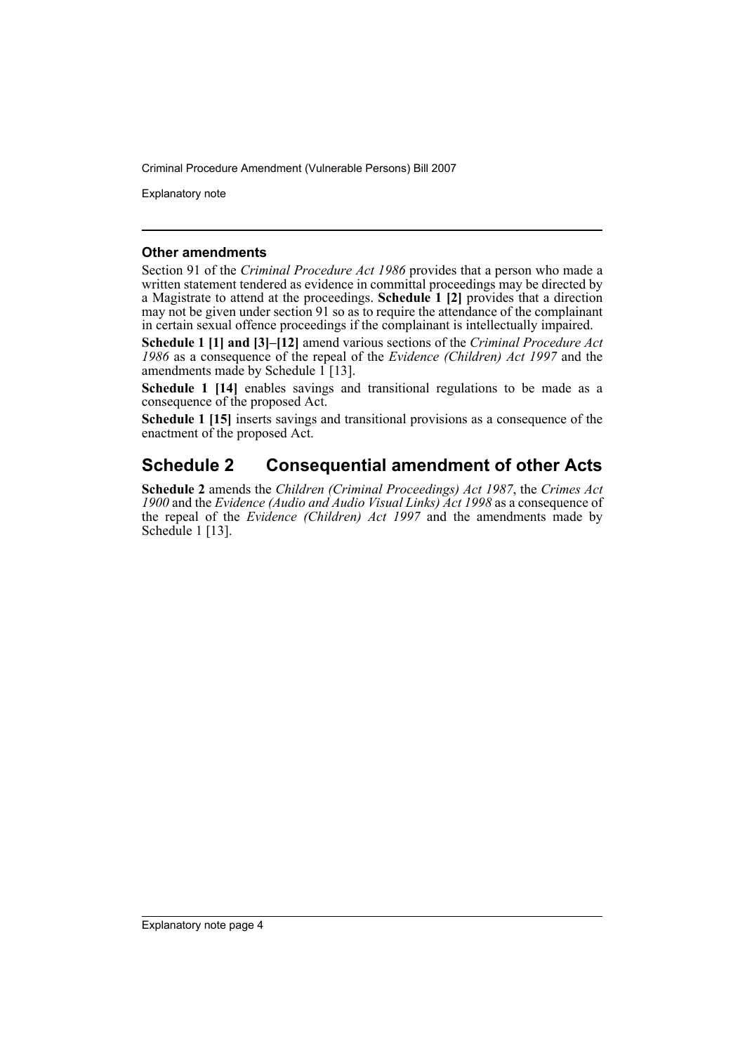### Other amendments

Section 91 of the *Criminal Procedure Act 1986* provides that a person who made a written statement tendered as evidence in committal proceedings may be directed by a Magistrate to attend at the proceedings. **Schedule 1 [2]** provides that a direction may not be given under section 91 so as to require the attendance of the complainant in certain sexual offence proceedings if the complainant is intellectually impaired.

**Schedule 1 [1] and [3]–[12]** amend various sections of the *Criminal Procedure Act 1986* as a consequence of the repeal of the *Evidence (Children) Act 1997* and the amendments made by Schedule 1 [13].

**Schedule 1 [14]** enables savings and transitional regulations to be made as a consequence of the proposed Act.

**Schedule 1 [15]** inserts savings and transitional provisions as a consequence of the enactment of the proposed Act.

## Schedule 2 Consequential amendment of other Acts

**Schedule 2** amends the *Children (Criminal Proceedings) Act 1987*, the *Crimes Act 1900* and the *Evidence (Audio and Audio Visual Links) Act 1998* as a consequence of the repeal of the *Evidence (Children) Act 1997* and the amendments made by Schedule 1 [13].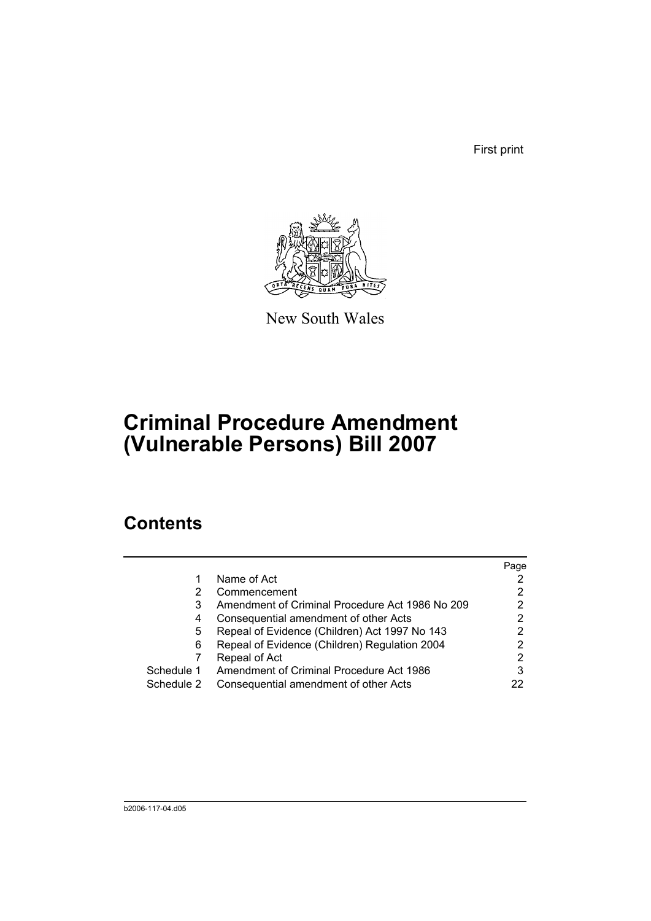First print

New South Wales

# Criminal Procedure Amendment (Vulnerable Persons) Bill 2007

## Contents

| | | Page |
|---|---|---|
| 1 | Name of Act | 2 |
| 2 | Commencement | 2 |
| 3 | Amendment of Criminal Procedure Act 1986 No 209 | 2 |
| 4 | Consequential amendment of other Acts | 2 |
| 5 | Repeal of Evidence (Children) Act 1997 No 143 | 2 |
| 6 | Repeal of Evidence (Children) Regulation 2004 | 2 |
| 7 | Repeal of Act | 2 |
| Schedule 1 | Amendment of Criminal Procedure Act 1986 | 3 |
| Schedule 2 | Consequential amendment of other Acts | 22 |

b2006-117-04.d05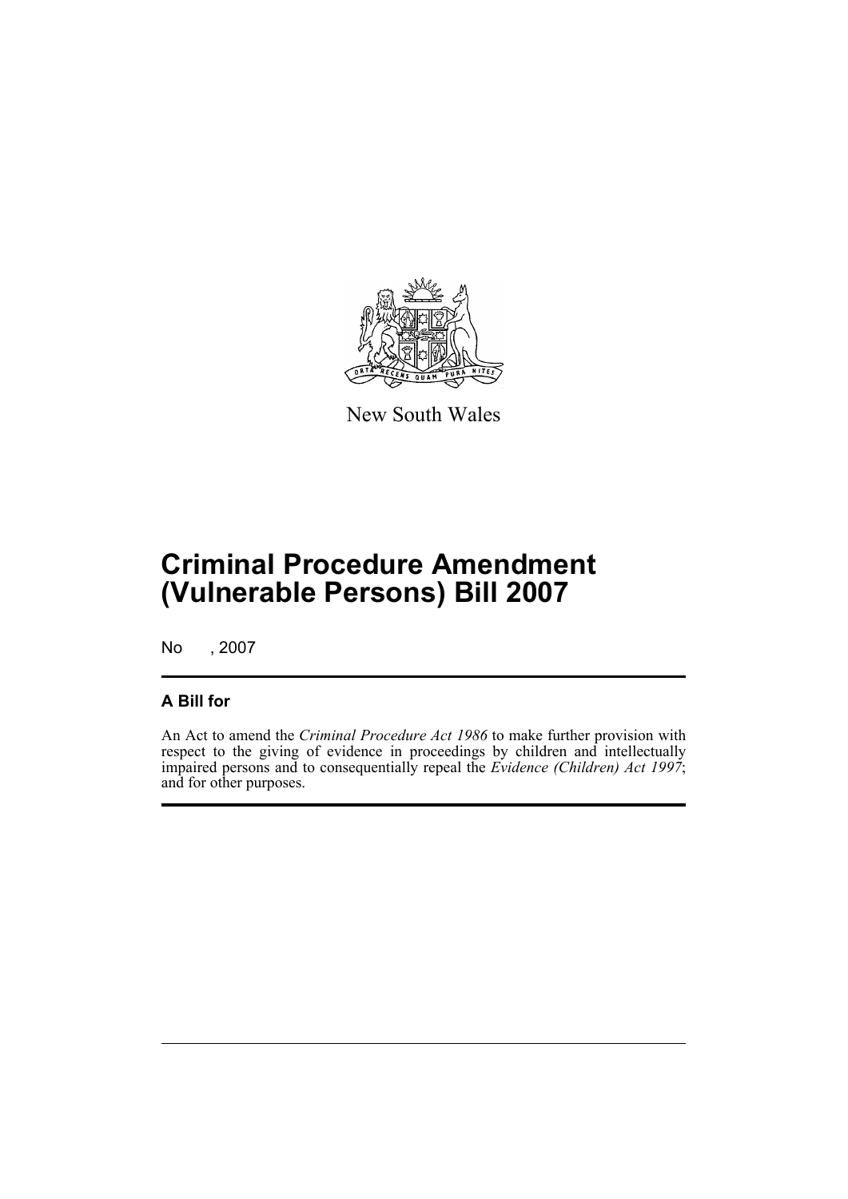New South Wales

# Criminal Procedure Amendment (Vulnerable Persons) Bill 2007

No , 2007

## A Bill for

An Act to amend the *Criminal Procedure Act 1986* to make further provision with respect to the giving of evidence in proceedings by children and intellectually impaired persons and to consequentially repeal the *Evidence (Children) Act 1997*; and for other purposes.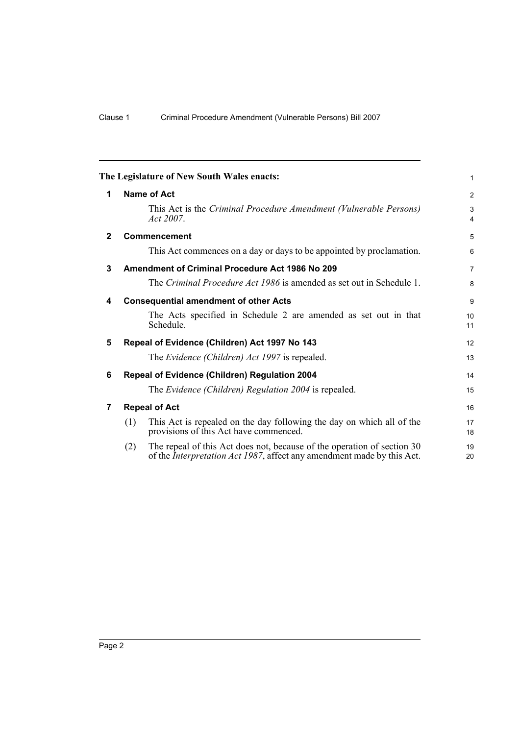**The Legislature of New South Wales enacts:**

## 1 Name of Act

This Act is the *Criminal Procedure Amendment (Vulnerable Persons) Act 2007*.

## 2 Commencement

This Act commences on a day or days to be appointed by proclamation.

## 3 Amendment of Criminal Procedure Act 1986 No 209

The *Criminal Procedure Act 1986* is amended as set out in Schedule 1.

## 4 Consequential amendment of other Acts

The Acts specified in Schedule 2 are amended as set out in that Schedule.

## 5 Repeal of Evidence (Children) Act 1997 No 143

The *Evidence (Children) Act 1997* is repealed.

## 6 Repeal of Evidence (Children) Regulation 2004

The *Evidence (Children) Regulation 2004* is repealed.

## 7 Repeal of Act

(1) This Act is repealed on the day following the day on which all of the provisions of this Act have commenced.

(2) The repeal of this Act does not, because of the operation of section 30 of the *Interpretation Act 1987*, affect any amendment made by this Act.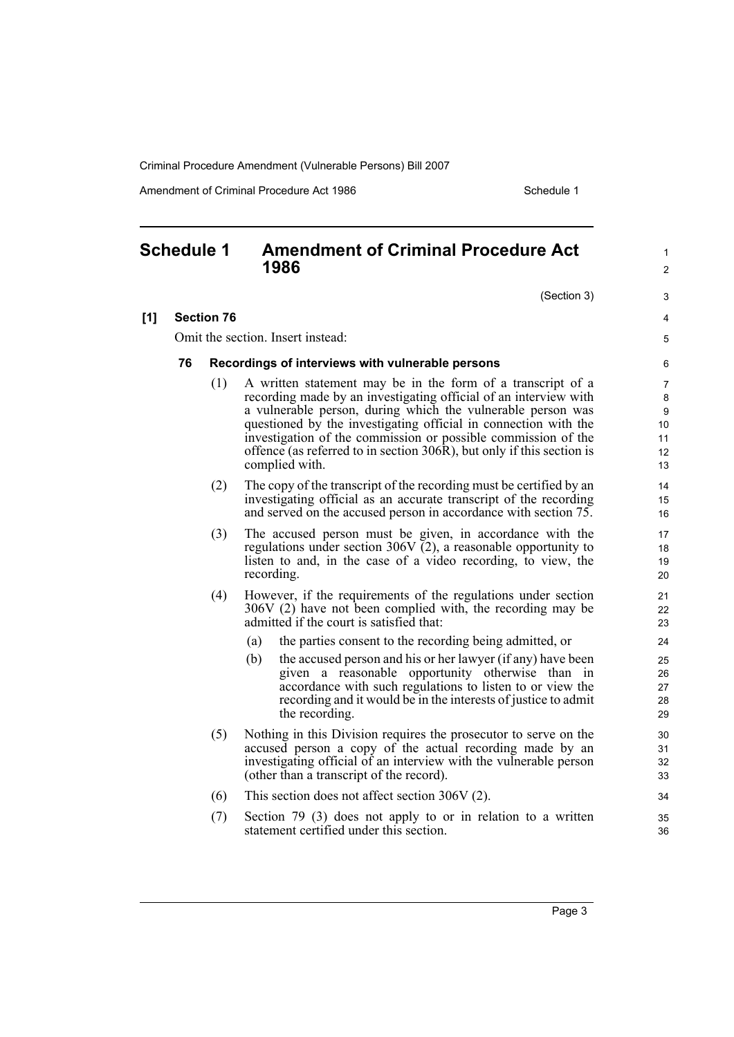# Schedule 1 Amendment of Criminal Procedure Act 1986

(Section 3)

**[1] Section 76**

Omit the section. Insert instead:

**76 Recordings of interviews with vulnerable persons**

(1) A written statement may be in the form of a transcript of a recording made by an investigating official of an interview with a vulnerable person, during which the vulnerable person was questioned by the investigating official in connection with the investigation of the commission or possible commission of the offence (as referred to in section 306R), but only if this section is complied with.

(2) The copy of the transcript of the recording must be certified by an investigating official as an accurate transcript of the recording and served on the accused person in accordance with section 75.

(3) The accused person must be given, in accordance with the regulations under section 306V (2), a reasonable opportunity to listen to and, in the case of a video recording, to view, the recording.

(4) However, if the requirements of the regulations under section 306V (2) have not been complied with, the recording may be admitted if the court is satisfied that:

(a) the parties consent to the recording being admitted, or

(b) the accused person and his or her lawyer (if any) have been given a reasonable opportunity otherwise than in accordance with such regulations to listen to or view the recording and it would be in the interests of justice to admit the recording.

(5) Nothing in this Division requires the prosecutor to serve on the accused person a copy of the actual recording made by an investigating official of an interview with the vulnerable person (other than a transcript of the record).

(6) This section does not affect section 306V (2).

(7) Section 79 (3) does not apply to or in relation to a written statement certified under this section.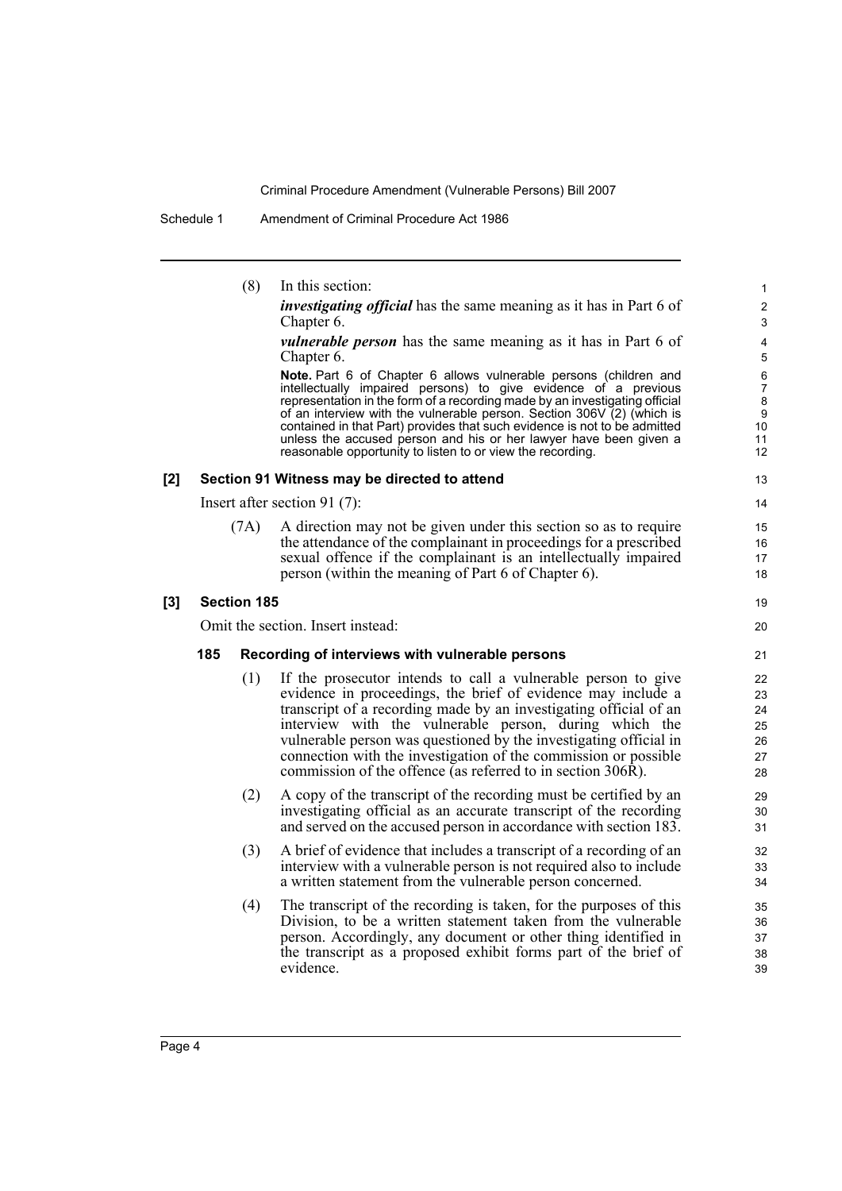(8) In this section:

***investigating official*** has the same meaning as it has in Part 6 of Chapter 6.

***vulnerable person*** has the same meaning as it has in Part 6 of Chapter 6.

**Note.** Part 6 of Chapter 6 allows vulnerable persons (children and intellectually impaired persons) to give evidence of a previous representation in the form of a recording made by an investigating official of an interview with the vulnerable person. Section 306V (2) (which is contained in that Part) provides that such evidence is not to be admitted unless the accused person and his or her lawyer have been given a reasonable opportunity to listen to or view the recording.

### [2] Section 91 Witness may be directed to attend

Insert after section 91 (7):

(7A) A direction may not be given under this section so as to require the attendance of the complainant in proceedings for a prescribed sexual offence if the complainant is an intellectually impaired person (within the meaning of Part 6 of Chapter 6).

### [3] Section 185

Omit the section. Insert instead:

#### 185 Recording of interviews with vulnerable persons

(1) If the prosecutor intends to call a vulnerable person to give evidence in proceedings, the brief of evidence may include a transcript of a recording made by an investigating official of an interview with the vulnerable person, during which the vulnerable person was questioned by the investigating official in connection with the investigation of the commission or possible commission of the offence (as referred to in section 306R).

(2) A copy of the transcript of the recording must be certified by an investigating official as an accurate transcript of the recording and served on the accused person in accordance with section 183.

(3) A brief of evidence that includes a transcript of a recording of an interview with a vulnerable person is not required also to include a written statement from the vulnerable person concerned.

(4) The transcript of the recording is taken, for the purposes of this Division, to be a written statement taken from the vulnerable person. Accordingly, any document or other thing identified in the transcript as a proposed exhibit forms part of the brief of evidence.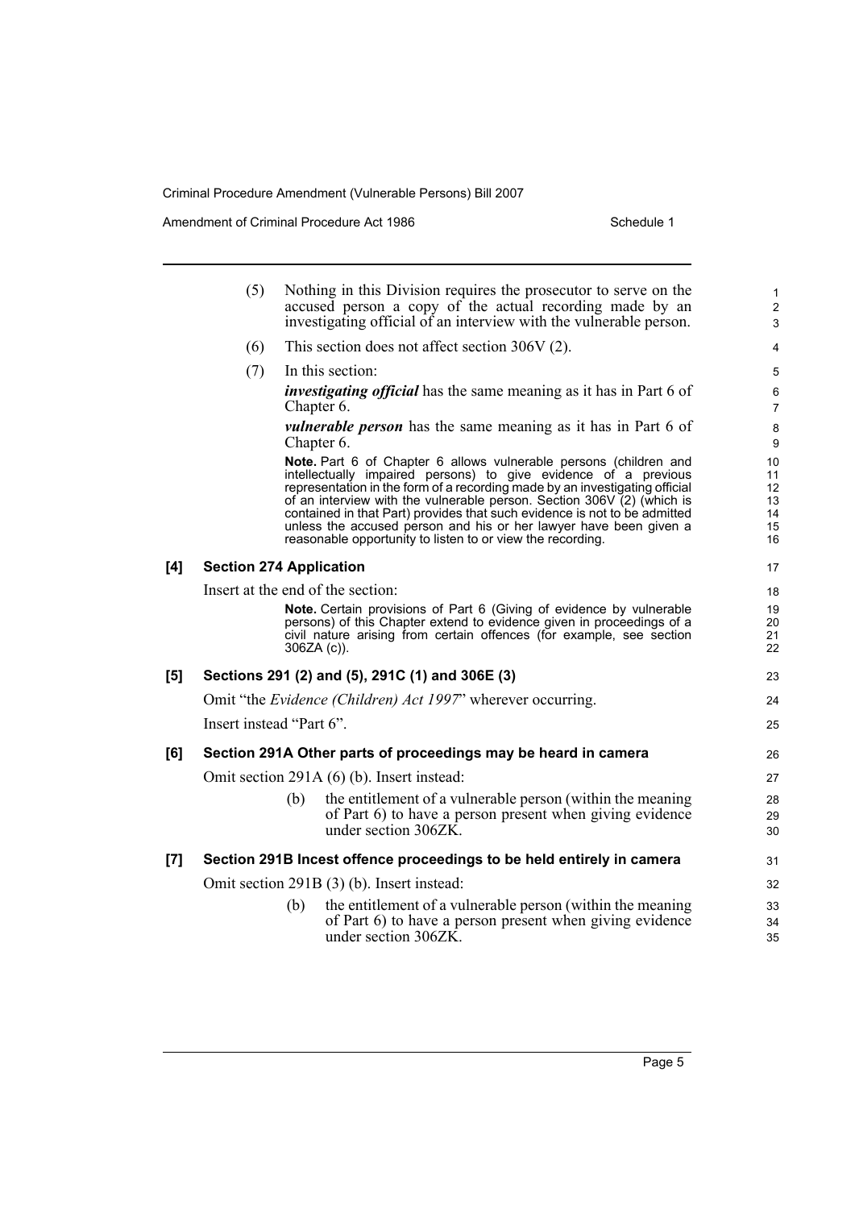(5) Nothing in this Division requires the prosecutor to serve on the accused person a copy of the actual recording made by an investigating official of an interview with the vulnerable person.

(6) This section does not affect section 306V (2).

(7) In this section:

***investigating official*** has the same meaning as it has in Part 6 of Chapter 6.

***vulnerable person*** has the same meaning as it has in Part 6 of Chapter 6.

**Note.** Part 6 of Chapter 6 allows vulnerable persons (children and intellectually impaired persons) to give evidence of a previous representation in the form of a recording made by an investigating official of an interview with the vulnerable person. Section 306V (2) (which is contained in that Part) provides that such evidence is not to be admitted unless the accused person and his or her lawyer have been given a reasonable opportunity to listen to or view the recording.

**[4] Section 274 Application**

Insert at the end of the section:

**Note.** Certain provisions of Part 6 (Giving of evidence by vulnerable persons) of this Chapter extend to evidence given in proceedings of a civil nature arising from certain offences (for example, see section 306ZA (c)).

**[5] Sections 291 (2) and (5), 291C (1) and 306E (3)**

Omit "the *Evidence (Children) Act 1997*" wherever occurring.

Insert instead "Part 6".

**[6] Section 291A Other parts of proceedings may be heard in camera**

Omit section 291A (6) (b). Insert instead:

(b) the entitlement of a vulnerable person (within the meaning of Part 6) to have a person present when giving evidence under section 306ZK.

**[7] Section 291B Incest offence proceedings to be held entirely in camera**

Omit section 291B (3) (b). Insert instead:

(b) the entitlement of a vulnerable person (within the meaning of Part 6) to have a person present when giving evidence under section 306ZK.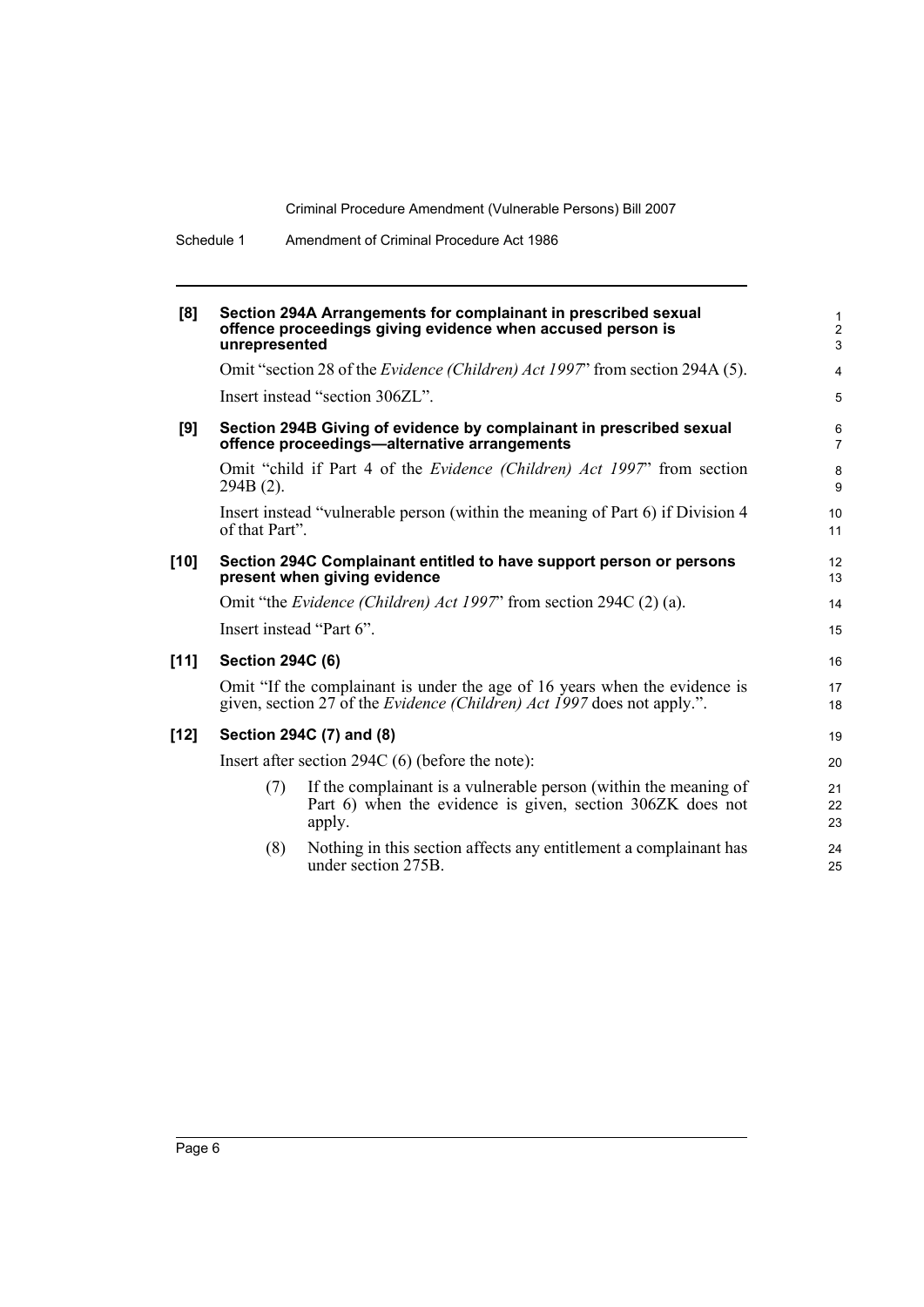**[8] Section 294A Arrangements for complainant in prescribed sexual offence proceedings giving evidence when accused person is unrepresented**

Omit "section 28 of the *Evidence (Children) Act 1997*" from section 294A (5).

Insert instead "section 306ZL".

**[9] Section 294B Giving of evidence by complainant in prescribed sexual offence proceedings—alternative arrangements**

Omit "child if Part 4 of the *Evidence (Children) Act 1997*" from section 294B (2).

Insert instead "vulnerable person (within the meaning of Part 6) if Division 4 of that Part".

**[10] Section 294C Complainant entitled to have support person or persons present when giving evidence**

Omit "the *Evidence (Children) Act 1997*" from section 294C (2) (a).

Insert instead "Part 6".

**[11] Section 294C (6)**

Omit "If the complainant is under the age of 16 years when the evidence is given, section 27 of the *Evidence (Children) Act 1997* does not apply.".

**[12] Section 294C (7) and (8)**

Insert after section 294C (6) (before the note):

(7) If the complainant is a vulnerable person (within the meaning of Part 6) when the evidence is given, section 306ZK does not apply.

(8) Nothing in this section affects any entitlement a complainant has under section 275B.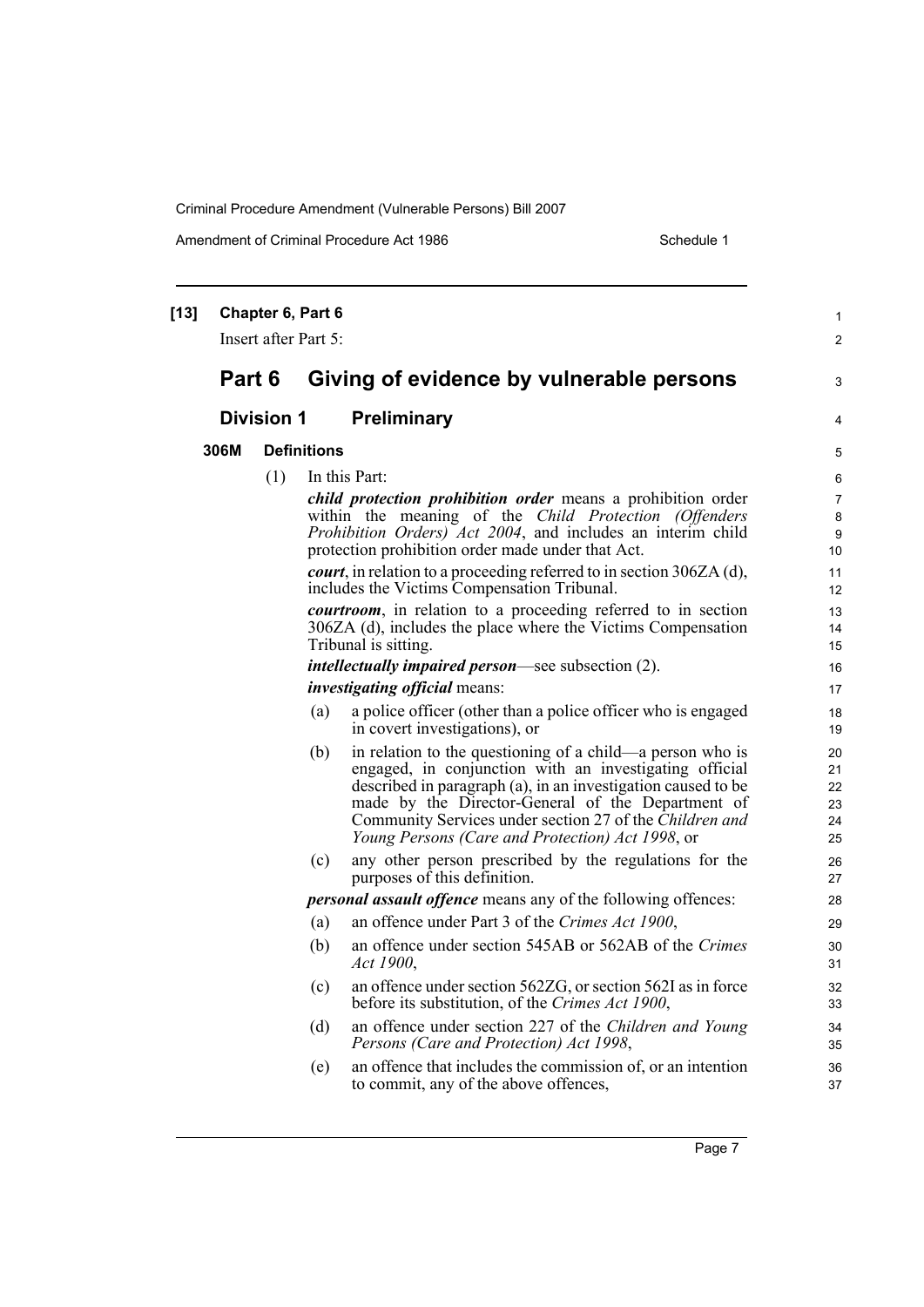**[13] Chapter 6, Part 6**

Insert after Part 5:

## Part 6 Giving of evidence by vulnerable persons

### Division 1 Preliminary

**306M Definitions**

(1) In this Part:

***child protection prohibition order*** means a prohibition order within the meaning of the *Child Protection (Offenders Prohibition Orders) Act 2004*, and includes an interim child protection prohibition order made under that Act.

***court***, in relation to a proceeding referred to in section 306ZA (d), includes the Victims Compensation Tribunal.

***courtroom***, in relation to a proceeding referred to in section 306ZA (d), includes the place where the Victims Compensation Tribunal is sitting.

***intellectually impaired person***—see subsection (2).

***investigating official*** means:

(a) a police officer (other than a police officer who is engaged in covert investigations), or

(b) in relation to the questioning of a child—a person who is engaged, in conjunction with an investigating official described in paragraph (a), in an investigation caused to be made by the Director-General of the Department of Community Services under section 27 of the *Children and Young Persons (Care and Protection) Act 1998*, or

(c) any other person prescribed by the regulations for the purposes of this definition.

***personal assault offence*** means any of the following offences:

(a) an offence under Part 3 of the *Crimes Act 1900*,

(b) an offence under section 545AB or 562AB of the *Crimes Act 1900*,

(c) an offence under section 562ZG, or section 562I as in force before its substitution, of the *Crimes Act 1900*,

(d) an offence under section 227 of the *Children and Young Persons (Care and Protection) Act 1998*,

(e) an offence that includes the commission of, or an intention to commit, any of the above offences,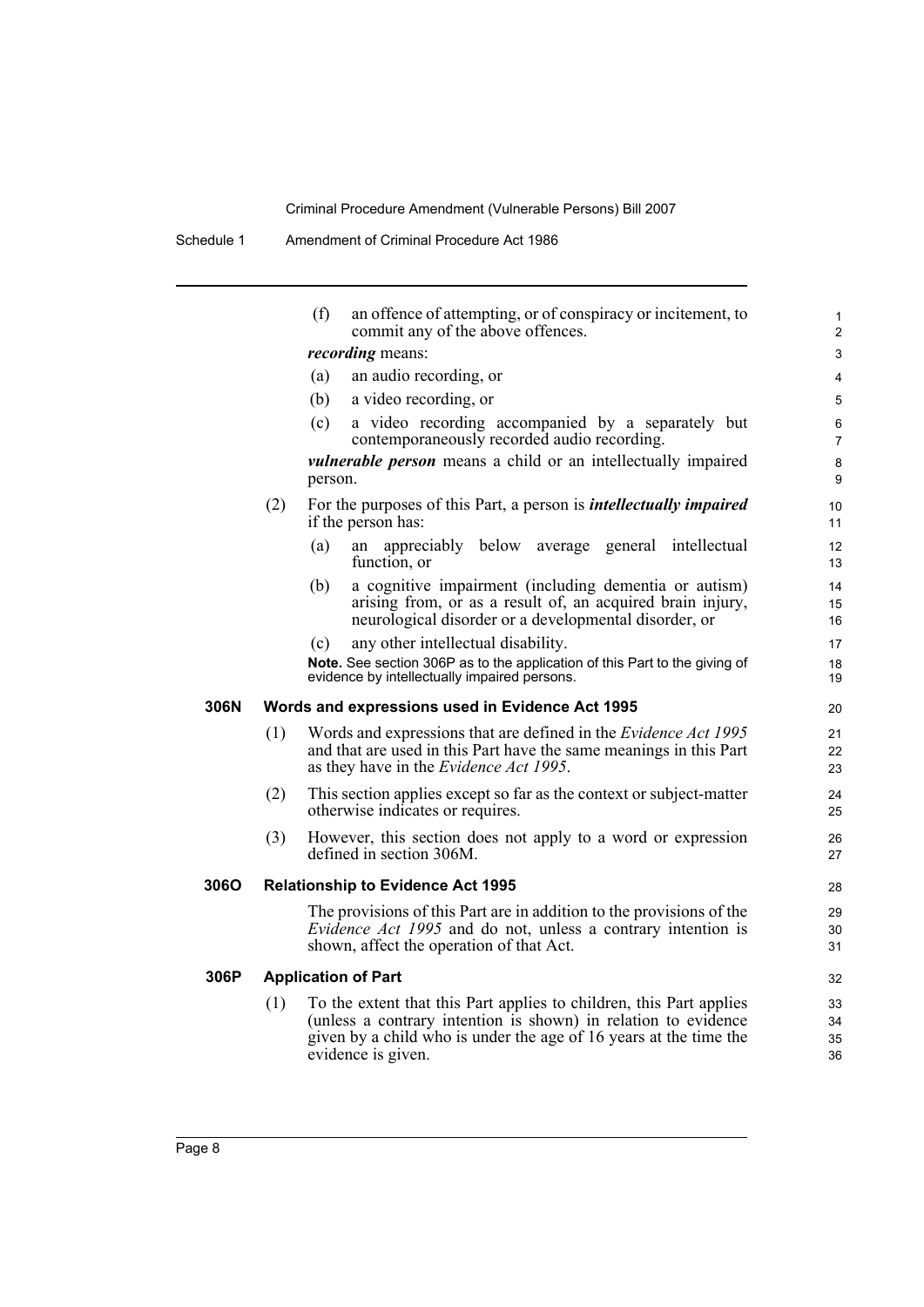(f) an offence of attempting, or of conspiracy or incitement, to commit any of the above offences.

***recording*** means:

(a) an audio recording, or

(b) a video recording, or

(c) a video recording accompanied by a separately but contemporaneously recorded audio recording.

***vulnerable person*** means a child or an intellectually impaired person.

(2) For the purposes of this Part, a person is ***intellectually impaired*** if the person has:

(a) an appreciably below average general intellectual function, or

(b) a cognitive impairment (including dementia or autism) arising from, or as a result of, an acquired brain injury, neurological disorder or a developmental disorder, or

(c) any other intellectual disability.

**Note.** See section 306P as to the application of this Part to the giving of evidence by intellectually impaired persons.

### 306N Words and expressions used in Evidence Act 1995

(1) Words and expressions that are defined in the *Evidence Act 1995* and that are used in this Part have the same meanings in this Part as they have in the *Evidence Act 1995*.

(2) This section applies except so far as the context or subject-matter otherwise indicates or requires.

(3) However, this section does not apply to a word or expression defined in section 306M.

### 306O Relationship to Evidence Act 1995

The provisions of this Part are in addition to the provisions of the *Evidence Act 1995* and do not, unless a contrary intention is shown, affect the operation of that Act.

### 306P Application of Part

(1) To the extent that this Part applies to children, this Part applies (unless a contrary intention is shown) in relation to evidence given by a child who is under the age of 16 years at the time the evidence is given.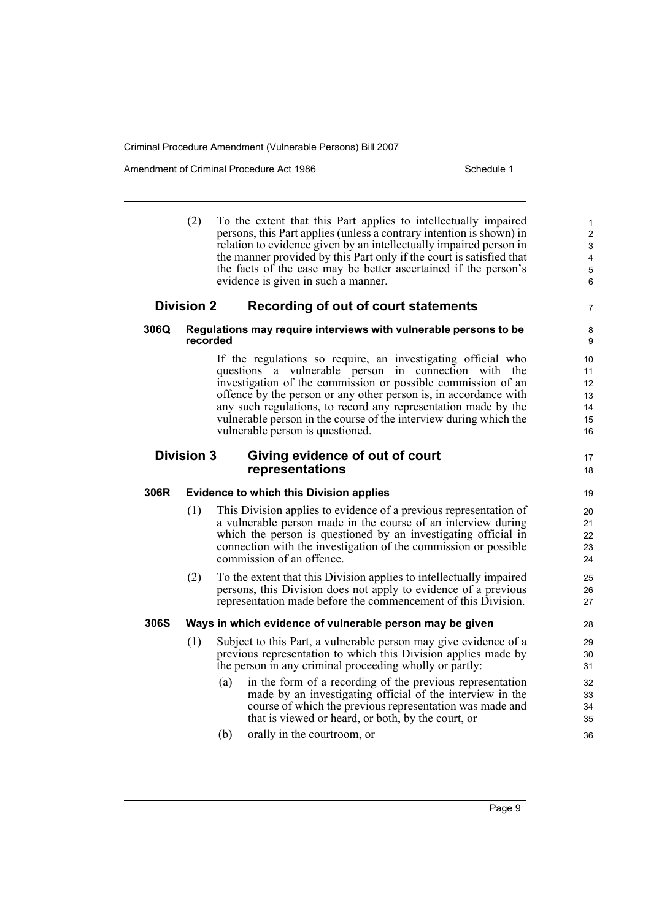(2) To the extent that this Part applies to intellectually impaired persons, this Part applies (unless a contrary intention is shown) in relation to evidence given by an intellectually impaired person in the manner provided by this Part only if the court is satisfied that the facts of the case may be better ascertained if the person's evidence is given in such a manner.

## Division 2 Recording of out of court statements

### 306Q Regulations may require interviews with vulnerable persons to be recorded

If the regulations so require, an investigating official who questions a vulnerable person in connection with the investigation of the commission or possible commission of an offence by the person or any other person is, in accordance with any such regulations, to record any representation made by the vulnerable person in the course of the interview during which the vulnerable person is questioned.

## Division 3 Giving evidence of out of court representations

### 306R Evidence to which this Division applies

(1) This Division applies to evidence of a previous representation of a vulnerable person made in the course of an interview during which the person is questioned by an investigating official in connection with the investigation of the commission or possible commission of an offence.

(2) To the extent that this Division applies to intellectually impaired persons, this Division does not apply to evidence of a previous representation made before the commencement of this Division.

### 306S Ways in which evidence of vulnerable person may be given

(1) Subject to this Part, a vulnerable person may give evidence of a previous representation to which this Division applies made by the person in any criminal proceeding wholly or partly:

(a) in the form of a recording of the previous representation made by an investigating official of the interview in the course of which the previous representation was made and that is viewed or heard, or both, by the court, or

(b) orally in the courtroom, or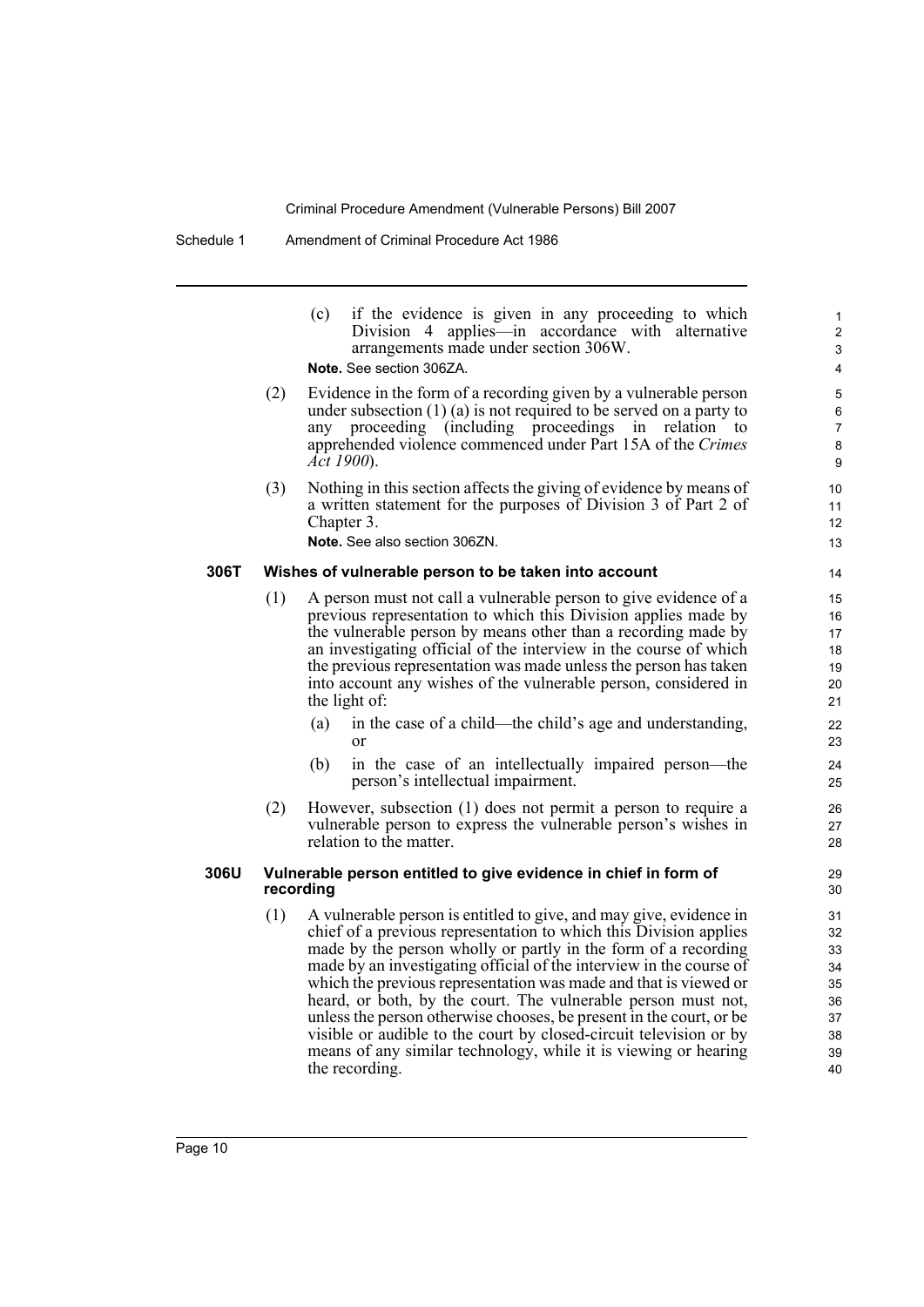(c) if the evidence is given in any proceeding to which Division 4 applies—in accordance with alternative arrangements made under section 306W.

**Note.** See section 306ZA.

(2) Evidence in the form of a recording given by a vulnerable person under subsection (1) (a) is not required to be served on a party to any proceeding (including proceedings in relation to apprehended violence commenced under Part 15A of the *Crimes Act 1900*).

(3) Nothing in this section affects the giving of evidence by means of a written statement for the purposes of Division 3 of Part 2 of Chapter 3.

**Note.** See also section 306ZN.

### 306T Wishes of vulnerable person to be taken into account

(1) A person must not call a vulnerable person to give evidence of a previous representation to which this Division applies made by the vulnerable person by means other than a recording made by an investigating official of the interview in the course of which the previous representation was made unless the person has taken into account any wishes of the vulnerable person, considered in the light of:

(a) in the case of a child—the child's age and understanding, or

(b) in the case of an intellectually impaired person—the person's intellectual impairment.

(2) However, subsection (1) does not permit a person to require a vulnerable person to express the vulnerable person's wishes in relation to the matter.

### 306U Vulnerable person entitled to give evidence in chief in form of recording

(1) A vulnerable person is entitled to give, and may give, evidence in chief of a previous representation to which this Division applies made by the person wholly or partly in the form of a recording made by an investigating official of the interview in the course of which the previous representation was made and that is viewed or heard, or both, by the court. The vulnerable person must not, unless the person otherwise chooses, be present in the court, or be visible or audible to the court by closed-circuit television or by means of any similar technology, while it is viewing or hearing the recording.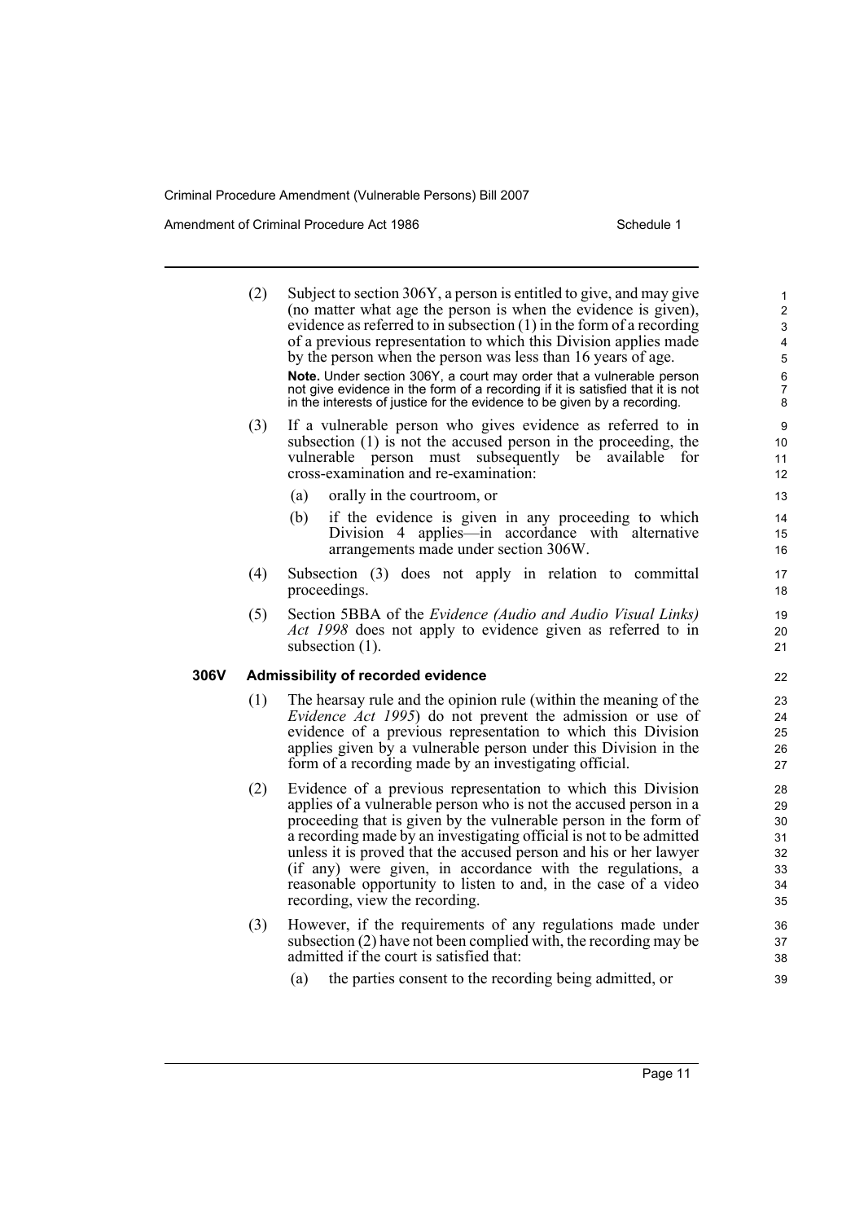(2) Subject to section 306Y, a person is entitled to give, and may give (no matter what age the person is when the evidence is given), evidence as referred to in subsection (1) in the form of a recording of a previous representation to which this Division applies made by the person when the person was less than 16 years of age.

**Note.** Under section 306Y, a court may order that a vulnerable person not give evidence in the form of a recording if it is satisfied that it is not in the interests of justice for the evidence to be given by a recording.

(3) If a vulnerable person who gives evidence as referred to in subsection (1) is not the accused person in the proceeding, the vulnerable person must subsequently be available for cross-examination and re-examination:

(a) orally in the courtroom, or

(b) if the evidence is given in any proceeding to which Division 4 applies—in accordance with alternative arrangements made under section 306W.

(4) Subsection (3) does not apply in relation to committal proceedings.

(5) Section 5BBA of the *Evidence (Audio and Audio Visual Links) Act 1998* does not apply to evidence given as referred to in subsection (1).

### 306V Admissibility of recorded evidence

(1) The hearsay rule and the opinion rule (within the meaning of the *Evidence Act 1995*) do not prevent the admission or use of evidence of a previous representation to which this Division applies given by a vulnerable person under this Division in the form of a recording made by an investigating official.

(2) Evidence of a previous representation to which this Division applies of a vulnerable person who is not the accused person in a proceeding that is given by the vulnerable person in the form of a recording made by an investigating official is not to be admitted unless it is proved that the accused person and his or her lawyer (if any) were given, in accordance with the regulations, a reasonable opportunity to listen to and, in the case of a video recording, view the recording.

(3) However, if the requirements of any regulations made under subsection (2) have not been complied with, the recording may be admitted if the court is satisfied that:

(a) the parties consent to the recording being admitted, or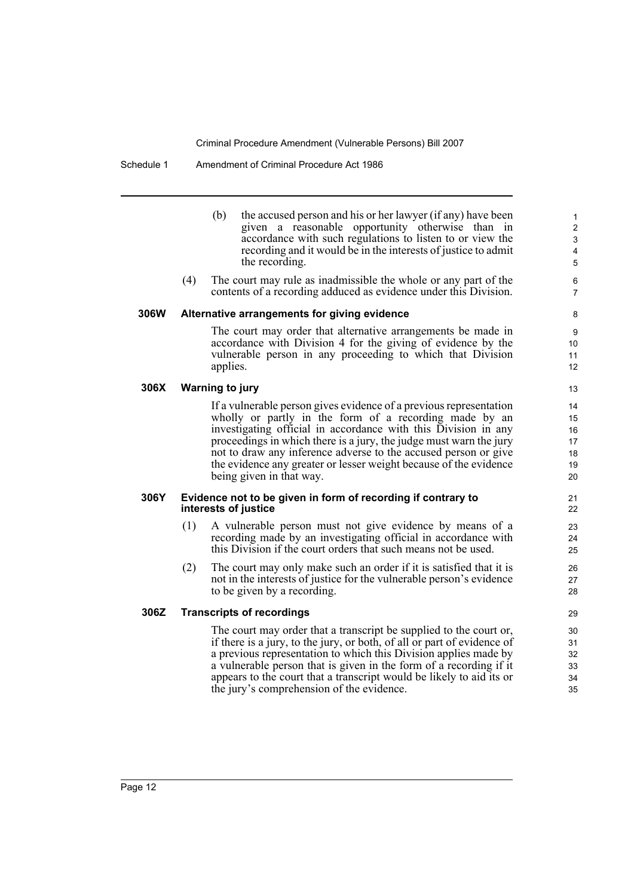(b) the accused person and his or her lawyer (if any) have been given a reasonable opportunity otherwise than in accordance with such regulations to listen to or view the recording and it would be in the interests of justice to admit the recording.

(4) The court may rule as inadmissible the whole or any part of the contents of a recording adduced as evidence under this Division.

**306W Alternative arrangements for giving evidence**

The court may order that alternative arrangements be made in accordance with Division 4 for the giving of evidence by the vulnerable person in any proceeding to which that Division applies.

**306X Warning to jury**

If a vulnerable person gives evidence of a previous representation wholly or partly in the form of a recording made by an investigating official in accordance with this Division in any proceedings in which there is a jury, the judge must warn the jury not to draw any inference adverse to the accused person or give the evidence any greater or lesser weight because of the evidence being given in that way.

**306Y Evidence not to be given in form of recording if contrary to interests of justice**

(1) A vulnerable person must not give evidence by means of a recording made by an investigating official in accordance with this Division if the court orders that such means not be used.

(2) The court may only make such an order if it is satisfied that it is not in the interests of justice for the vulnerable person's evidence to be given by a recording.

**306Z Transcripts of recordings**

The court may order that a transcript be supplied to the court or, if there is a jury, to the jury, or both, of all or part of evidence of a previous representation to which this Division applies made by a vulnerable person that is given in the form of a recording if it appears to the court that a transcript would be likely to aid its or the jury's comprehension of the evidence.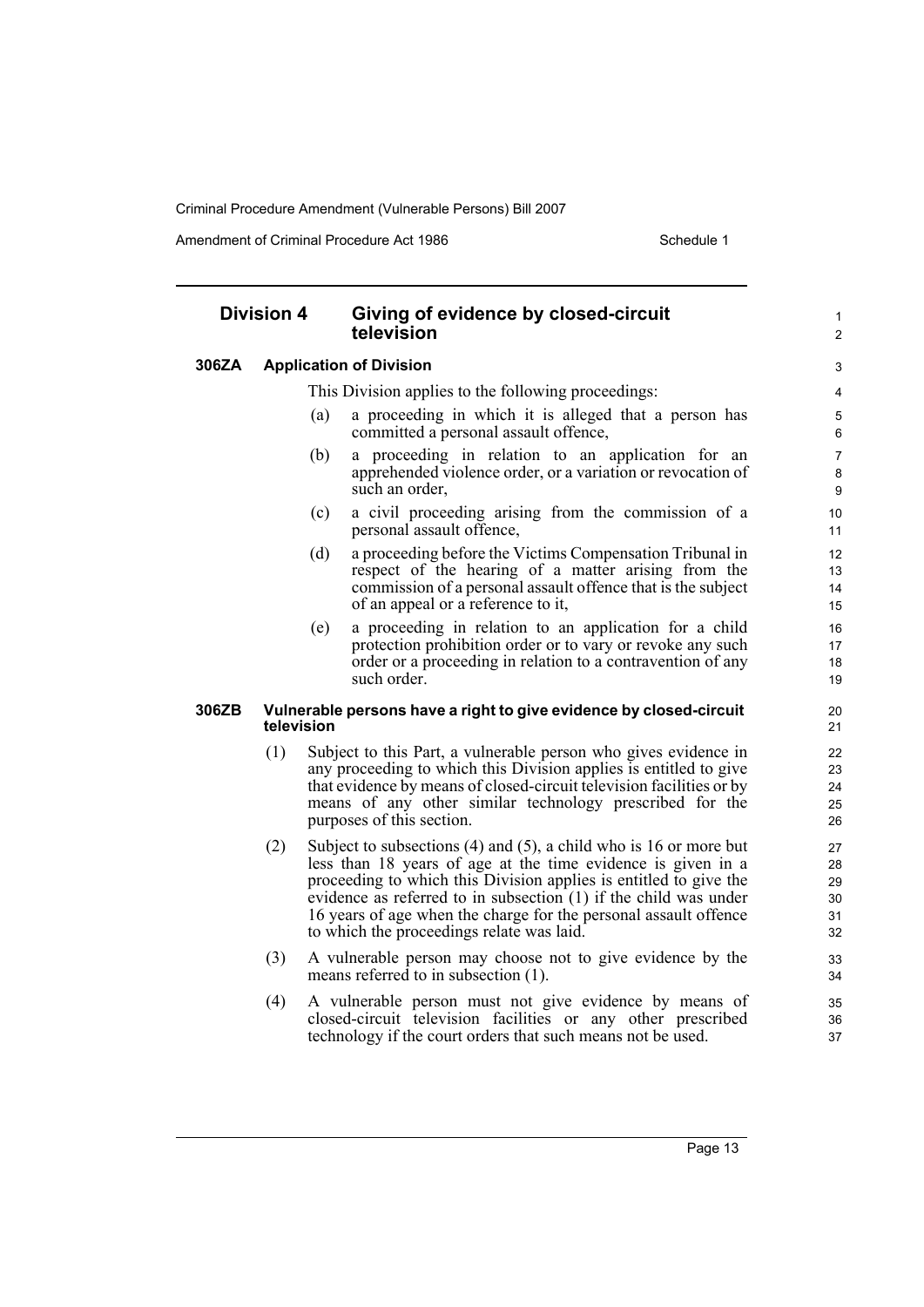## Division 4 Giving of evidence by closed-circuit television

### 306ZA Application of Division

This Division applies to the following proceedings:

(a) a proceeding in which it is alleged that a person has committed a personal assault offence,

(b) a proceeding in relation to an application for an apprehended violence order, or a variation or revocation of such an order,

(c) a civil proceeding arising from the commission of a personal assault offence,

(d) a proceeding before the Victims Compensation Tribunal in respect of the hearing of a matter arising from the commission of a personal assault offence that is the subject of an appeal or a reference to it,

(e) a proceeding in relation to an application for a child protection prohibition order or to vary or revoke any such order or a proceeding in relation to a contravention of any such order.

### 306ZB Vulnerable persons have a right to give evidence by closed-circuit television

(1) Subject to this Part, a vulnerable person who gives evidence in any proceeding to which this Division applies is entitled to give that evidence by means of closed-circuit television facilities or by means of any other similar technology prescribed for the purposes of this section.

(2) Subject to subsections (4) and (5), a child who is 16 or more but less than 18 years of age at the time evidence is given in a proceeding to which this Division applies is entitled to give the evidence as referred to in subsection (1) if the child was under 16 years of age when the charge for the personal assault offence to which the proceedings relate was laid.

(3) A vulnerable person may choose not to give evidence by the means referred to in subsection (1).

(4) A vulnerable person must not give evidence by means of closed-circuit television facilities or any other prescribed technology if the court orders that such means not be used.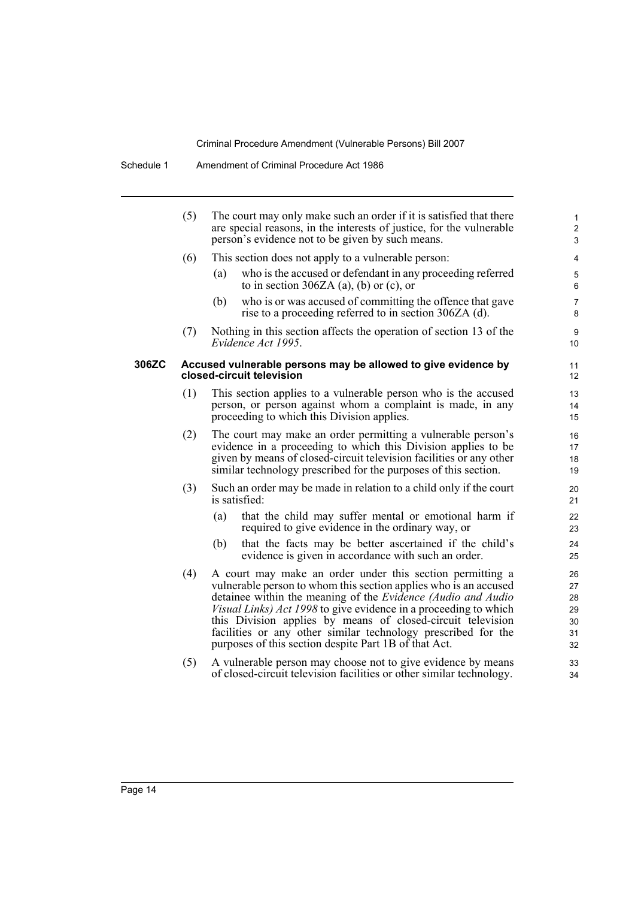(5) The court may only make such an order if it is satisfied that there are special reasons, in the interests of justice, for the vulnerable person's evidence not to be given by such means.

(6) This section does not apply to a vulnerable person:

(a) who is the accused or defendant in any proceeding referred to in section 306ZA (a), (b) or (c), or

(b) who is or was accused of committing the offence that gave rise to a proceeding referred to in section 306ZA (d).

(7) Nothing in this section affects the operation of section 13 of the *Evidence Act 1995*.

### 306ZC Accused vulnerable persons may be allowed to give evidence by closed-circuit television

(1) This section applies to a vulnerable person who is the accused person, or person against whom a complaint is made, in any proceeding to which this Division applies.

(2) The court may make an order permitting a vulnerable person's evidence in a proceeding to which this Division applies to be given by means of closed-circuit television facilities or any other similar technology prescribed for the purposes of this section.

(3) Such an order may be made in relation to a child only if the court is satisfied:

(a) that the child may suffer mental or emotional harm if required to give evidence in the ordinary way, or

(b) that the facts may be better ascertained if the child's evidence is given in accordance with such an order.

(4) A court may make an order under this section permitting a vulnerable person to whom this section applies who is an accused detainee within the meaning of the *Evidence (Audio and Audio Visual Links) Act 1998* to give evidence in a proceeding to which this Division applies by means of closed-circuit television facilities or any other similar technology prescribed for the purposes of this section despite Part 1B of that Act.

(5) A vulnerable person may choose not to give evidence by means of closed-circuit television facilities or other similar technology.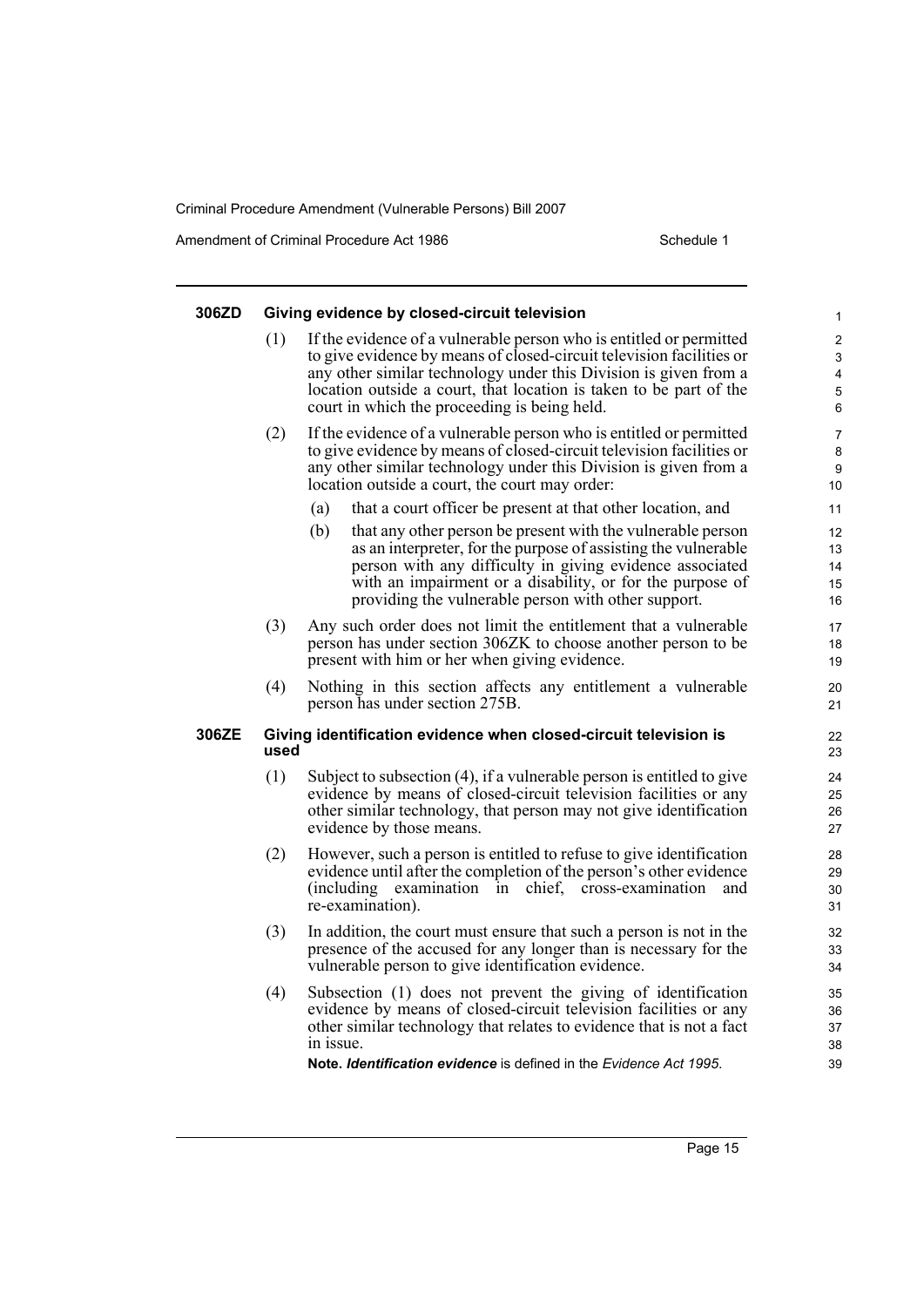#### 306ZD Giving evidence by closed-circuit television

(1) If the evidence of a vulnerable person who is entitled or permitted to give evidence by means of closed-circuit television facilities or any other similar technology under this Division is given from a location outside a court, that location is taken to be part of the court in which the proceeding is being held.

(2) If the evidence of a vulnerable person who is entitled or permitted to give evidence by means of closed-circuit television facilities or any other similar technology under this Division is given from a location outside a court, the court may order:

(a) that a court officer be present at that other location, and

(b) that any other person be present with the vulnerable person as an interpreter, for the purpose of assisting the vulnerable person with any difficulty in giving evidence associated with an impairment or a disability, or for the purpose of providing the vulnerable person with other support.

(3) Any such order does not limit the entitlement that a vulnerable person has under section 306ZK to choose another person to be present with him or her when giving evidence.

(4) Nothing in this section affects any entitlement a vulnerable person has under section 275B.

#### 306ZE Giving identification evidence when closed-circuit television is used

(1) Subject to subsection (4), if a vulnerable person is entitled to give evidence by means of closed-circuit television facilities or any other similar technology, that person may not give identification evidence by those means.

(2) However, such a person is entitled to refuse to give identification evidence until after the completion of the person's other evidence (including examination in chief, cross-examination and re-examination).

(3) In addition, the court must ensure that such a person is not in the presence of the accused for any longer than is necessary for the vulnerable person to give identification evidence.

(4) Subsection (1) does not prevent the giving of identification evidence by means of closed-circuit television facilities or any other similar technology that relates to evidence that is not a fact in issue.

**Note.** ***Identification evidence*** is defined in the *Evidence Act 1995*.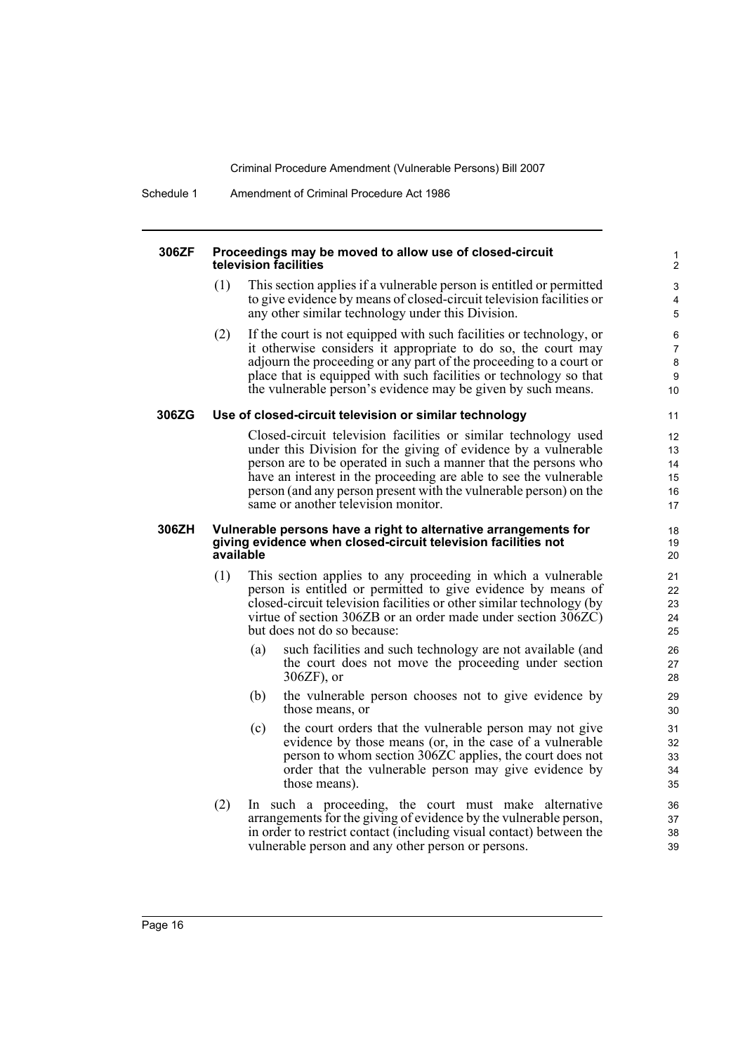**306ZF Proceedings may be moved to allow use of closed-circuit television facilities**

(1) This section applies if a vulnerable person is entitled or permitted to give evidence by means of closed-circuit television facilities or any other similar technology under this Division.

(2) If the court is not equipped with such facilities or technology, or it otherwise considers it appropriate to do so, the court may adjourn the proceeding or any part of the proceeding to a court or place that is equipped with such facilities or technology so that the vulnerable person's evidence may be given by such means.

**306ZG Use of closed-circuit television or similar technology**

Closed-circuit television facilities or similar technology used under this Division for the giving of evidence by a vulnerable person are to be operated in such a manner that the persons who have an interest in the proceeding are able to see the vulnerable person (and any person present with the vulnerable person) on the same or another television monitor.

**306ZH Vulnerable persons have a right to alternative arrangements for giving evidence when closed-circuit television facilities not available**

(1) This section applies to any proceeding in which a vulnerable person is entitled or permitted to give evidence by means of closed-circuit television facilities or other similar technology (by virtue of section 306ZB or an order made under section 306ZC) but does not do so because:

(a) such facilities and such technology are not available (and the court does not move the proceeding under section 306ZF), or

(b) the vulnerable person chooses not to give evidence by those means, or

(c) the court orders that the vulnerable person may not give evidence by those means (or, in the case of a vulnerable person to whom section 306ZC applies, the court does not order that the vulnerable person may give evidence by those means).

(2) In such a proceeding, the court must make alternative arrangements for the giving of evidence by the vulnerable person, in order to restrict contact (including visual contact) between the vulnerable person and any other person or persons.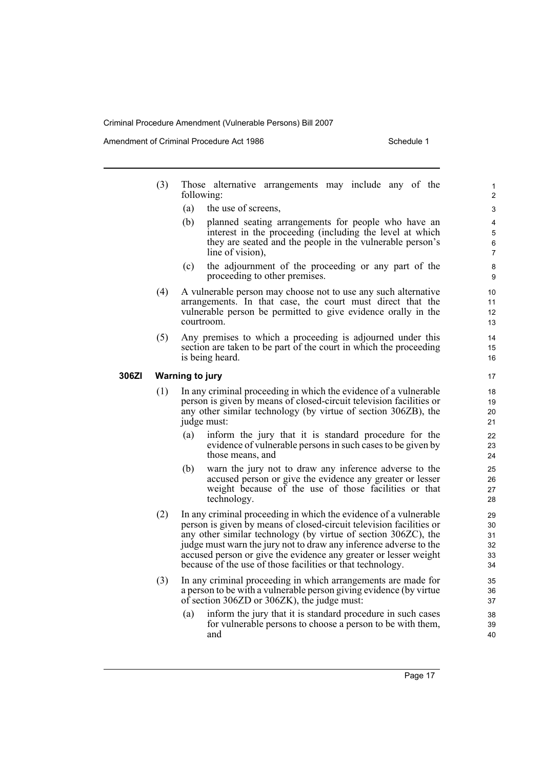(3) Those alternative arrangements may include any of the following:

(a) the use of screens,

(b) planned seating arrangements for people who have an interest in the proceeding (including the level at which they are seated and the people in the vulnerable person's line of vision),

(c) the adjournment of the proceeding or any part of the proceeding to other premises.

(4) A vulnerable person may choose not to use any such alternative arrangements. In that case, the court must direct that the vulnerable person be permitted to give evidence orally in the courtroom.

(5) Any premises to which a proceeding is adjourned under this section are taken to be part of the court in which the proceeding is being heard.

### 306ZI Warning to jury

(1) In any criminal proceeding in which the evidence of a vulnerable person is given by means of closed-circuit television facilities or any other similar technology (by virtue of section 306ZB), the judge must:

(a) inform the jury that it is standard procedure for the evidence of vulnerable persons in such cases to be given by those means, and

(b) warn the jury not to draw any inference adverse to the accused person or give the evidence any greater or lesser weight because of the use of those facilities or that technology.

(2) In any criminal proceeding in which the evidence of a vulnerable person is given by means of closed-circuit television facilities or any other similar technology (by virtue of section 306ZC), the judge must warn the jury not to draw any inference adverse to the accused person or give the evidence any greater or lesser weight because of the use of those facilities or that technology.

(3) In any criminal proceeding in which arrangements are made for a person to be with a vulnerable person giving evidence (by virtue of section 306ZD or 306ZK), the judge must:

(a) inform the jury that it is standard procedure in such cases for vulnerable persons to choose a person to be with them, and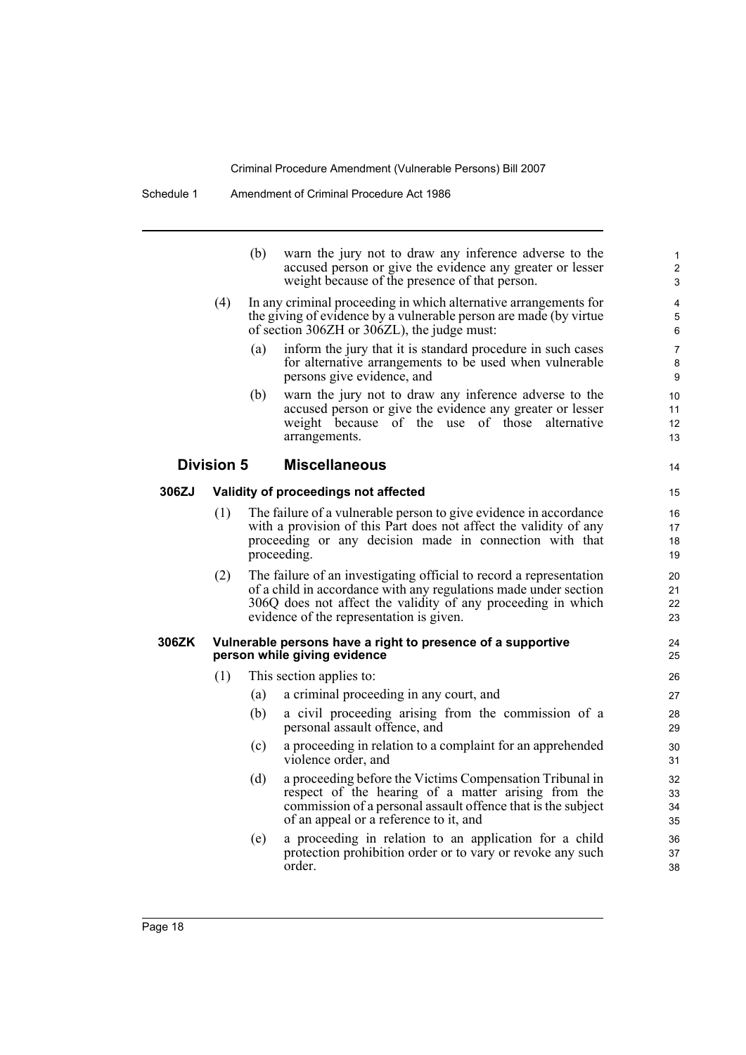(b) warn the jury not to draw any inference adverse to the accused person or give the evidence any greater or lesser weight because of the presence of that person.

(4) In any criminal proceeding in which alternative arrangements for the giving of evidence by a vulnerable person are made (by virtue of section 306ZH or 306ZL), the judge must:

(a) inform the jury that it is standard procedure in such cases for alternative arrangements to be used when vulnerable persons give evidence, and

(b) warn the jury not to draw any inference adverse to the accused person or give the evidence any greater or lesser weight because of the use of those alternative arrangements.

## Division 5 Miscellaneous

### 306ZJ Validity of proceedings not affected

(1) The failure of a vulnerable person to give evidence in accordance with a provision of this Part does not affect the validity of any proceeding or any decision made in connection with that proceeding.

(2) The failure of an investigating official to record a representation of a child in accordance with any regulations made under section 306Q does not affect the validity of any proceeding in which evidence of the representation is given.

### 306ZK Vulnerable persons have a right to presence of a supportive person while giving evidence

(1) This section applies to:

(a) a criminal proceeding in any court, and

(b) a civil proceeding arising from the commission of a personal assault offence, and

(c) a proceeding in relation to a complaint for an apprehended violence order, and

(d) a proceeding before the Victims Compensation Tribunal in respect of the hearing of a matter arising from the commission of a personal assault offence that is the subject of an appeal or a reference to it, and

(e) a proceeding in relation to an application for a child protection prohibition order or to vary or revoke any such order.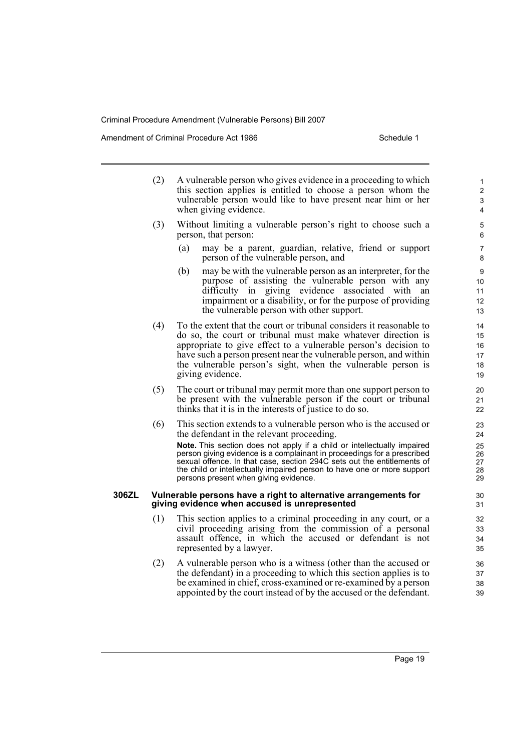(2) A vulnerable person who gives evidence in a proceeding to which this section applies is entitled to choose a person whom the vulnerable person would like to have present near him or her when giving evidence.

(3) Without limiting a vulnerable person's right to choose such a person, that person:

- (a) may be a parent, guardian, relative, friend or support person of the vulnerable person, and
- (b) may be with the vulnerable person as an interpreter, for the purpose of assisting the vulnerable person with any difficulty in giving evidence associated with an impairment or a disability, or for the purpose of providing the vulnerable person with other support.

(4) To the extent that the court or tribunal considers it reasonable to do so, the court or tribunal must make whatever direction is appropriate to give effect to a vulnerable person's decision to have such a person present near the vulnerable person, and within the vulnerable person's sight, when the vulnerable person is giving evidence.

(5) The court or tribunal may permit more than one support person to be present with the vulnerable person if the court or tribunal thinks that it is in the interests of justice to do so.

(6) This section extends to a vulnerable person who is the accused or the defendant in the relevant proceeding.

**Note.** This section does not apply if a child or intellectually impaired person giving evidence is a complainant in proceedings for a prescribed sexual offence. In that case, section 294C sets out the entitlements of the child or intellectually impaired person to have one or more support persons present when giving evidence.

### 306ZL Vulnerable persons have a right to alternative arrangements for giving evidence when accused is unrepresented

(1) This section applies to a criminal proceeding in any court, or a civil proceeding arising from the commission of a personal assault offence, in which the accused or defendant is not represented by a lawyer.

(2) A vulnerable person who is a witness (other than the accused or the defendant) in a proceeding to which this section applies is to be examined in chief, cross-examined or re-examined by a person appointed by the court instead of by the accused or the defendant.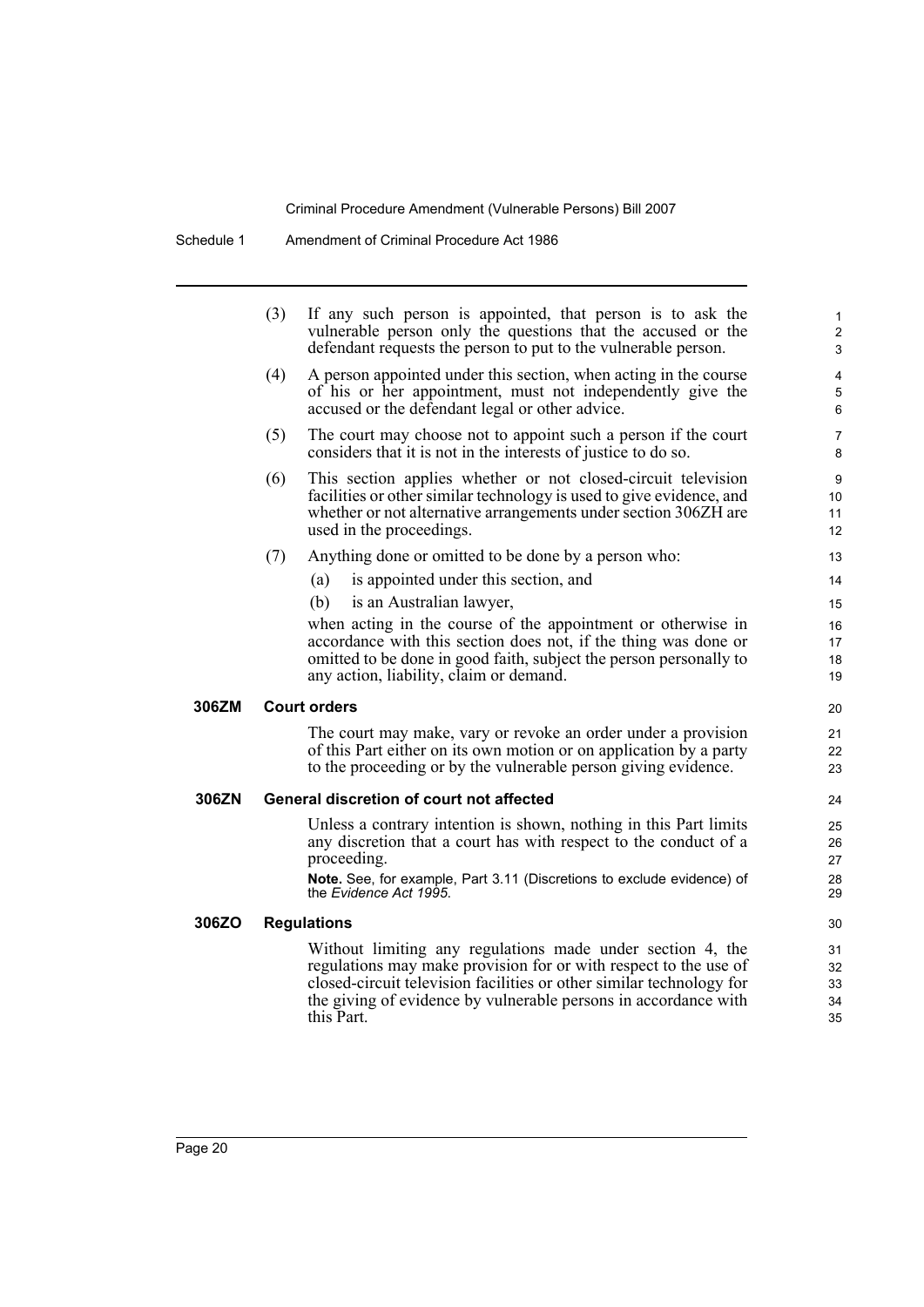(3) If any such person is appointed, that person is to ask the vulnerable person only the questions that the accused or the defendant requests the person to put to the vulnerable person.

(4) A person appointed under this section, when acting in the course of his or her appointment, must not independently give the accused or the defendant legal or other advice.

(5) The court may choose not to appoint such a person if the court considers that it is not in the interests of justice to do so.

(6) This section applies whether or not closed-circuit television facilities or other similar technology is used to give evidence, and whether or not alternative arrangements under section 306ZH are used in the proceedings.

(7) Anything done or omitted to be done by a person who:

(a) is appointed under this section, and

(b) is an Australian lawyer,

when acting in the course of the appointment or otherwise in accordance with this section does not, if the thing was done or omitted to be done in good faith, subject the person personally to any action, liability, claim or demand.

**306ZM Court orders**

The court may make, vary or revoke an order under a provision of this Part either on its own motion or on application by a party to the proceeding or by the vulnerable person giving evidence.

**306ZN General discretion of court not affected**

Unless a contrary intention is shown, nothing in this Part limits any discretion that a court has with respect to the conduct of a proceeding.

**Note.** See, for example, Part 3.11 (Discretions to exclude evidence) of the *Evidence Act 1995*.

**306ZO Regulations**

Without limiting any regulations made under section 4, the regulations may make provision for or with respect to the use of closed-circuit television facilities or other similar technology for the giving of evidence by vulnerable persons in accordance with this Part.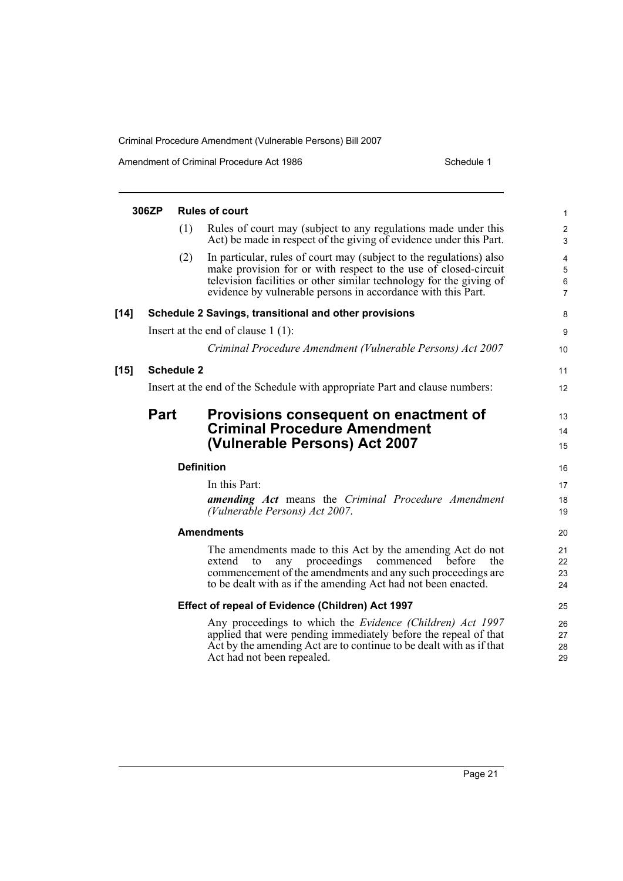#### 306ZP Rules of court

(1) Rules of court may (subject to any regulations made under this Act) be made in respect of the giving of evidence under this Part.

(2) In particular, rules of court may (subject to the regulations) also make provision for or with respect to the use of closed-circuit television facilities or other similar technology for the giving of evidence by vulnerable persons in accordance with this Part.

### [14] Schedule 2 Savings, transitional and other provisions

Insert at the end of clause 1 (1):

*Criminal Procedure Amendment (Vulnerable Persons) Act 2007*

### [15] Schedule 2

Insert at the end of the Schedule with appropriate Part and clause numbers:

## Part Provisions consequent on enactment of Criminal Procedure Amendment (Vulnerable Persons) Act 2007

#### Definition

In this Part:

***amending Act*** means the *Criminal Procedure Amendment (Vulnerable Persons) Act 2007*.

#### Amendments

The amendments made to this Act by the amending Act do not extend to any proceedings commenced before the commencement of the amendments and any such proceedings are to be dealt with as if the amending Act had not been enacted.

#### Effect of repeal of Evidence (Children) Act 1997

Any proceedings to which the *Evidence (Children) Act 1997* applied that were pending immediately before the repeal of that Act by the amending Act are to continue to be dealt with as if that Act had not been repealed.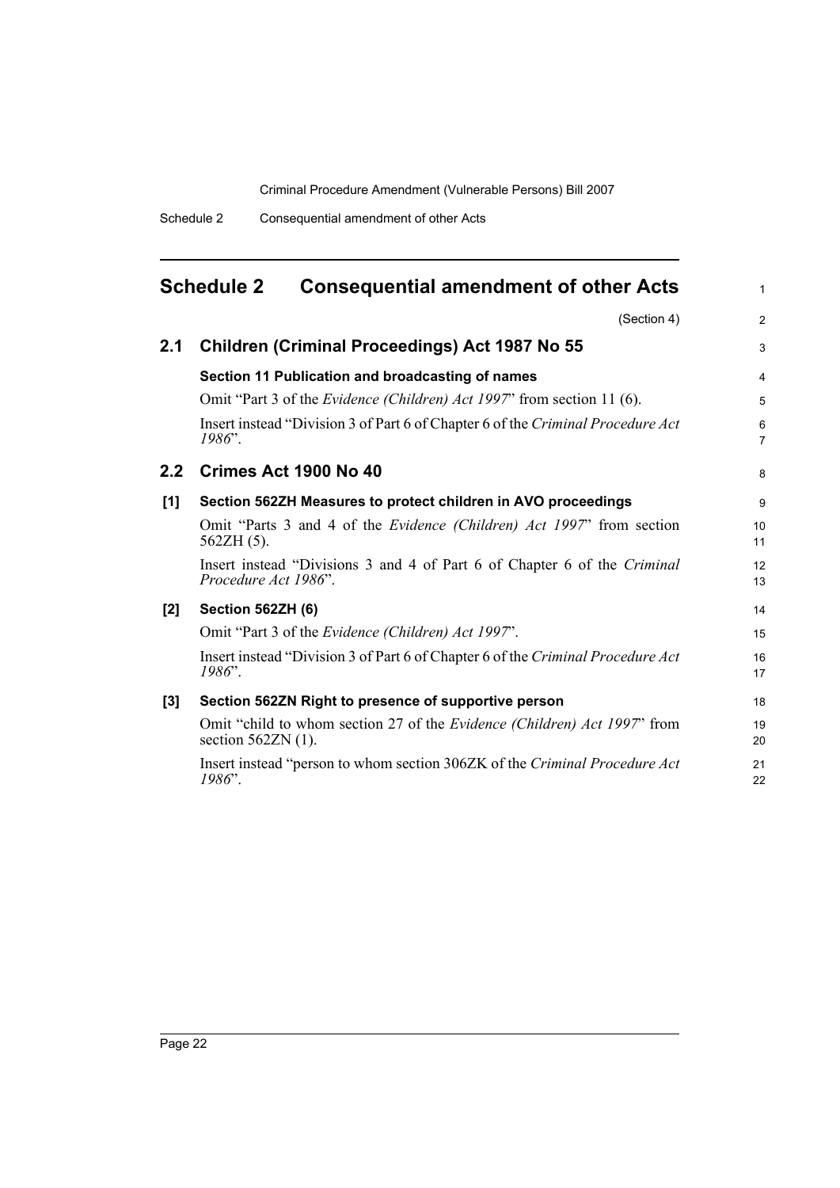# Schedule 2 Consequential amendment of other Acts

(Section 4)

## 2.1 Children (Criminal Proceedings) Act 1987 No 55

**Section 11 Publication and broadcasting of names**

Omit "Part 3 of the *Evidence (Children) Act 1997*" from section 11 (6).

Insert instead "Division 3 of Part 6 of Chapter 6 of the *Criminal Procedure Act 1986*".

## 2.2 Crimes Act 1900 No 40

**[1] Section 562ZH Measures to protect children in AVO proceedings**

Omit "Parts 3 and 4 of the *Evidence (Children) Act 1997*" from section 562ZH (5).

Insert instead "Divisions 3 and 4 of Part 6 of Chapter 6 of the *Criminal Procedure Act 1986*".

**[2] Section 562ZH (6)**

Omit "Part 3 of the *Evidence (Children) Act 1997*".

Insert instead "Division 3 of Part 6 of Chapter 6 of the *Criminal Procedure Act 1986*".

**[3] Section 562ZN Right to presence of supportive person**

Omit "child to whom section 27 of the *Evidence (Children) Act 1997*" from section 562ZN (1).

Insert instead "person to whom section 306ZK of the *Criminal Procedure Act 1986*".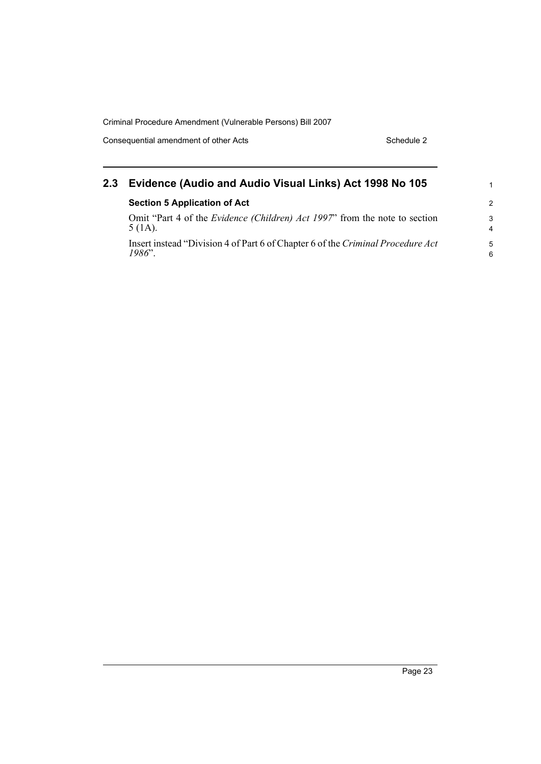## 2.3 Evidence (Audio and Audio Visual Links) Act 1998 No 105

**Section 5 Application of Act**

Omit "Part 4 of the *Evidence (Children) Act 1997*" from the note to section 5 (1A).

Insert instead "Division 4 of Part 6 of Chapter 6 of the *Criminal Procedure Act 1986*".